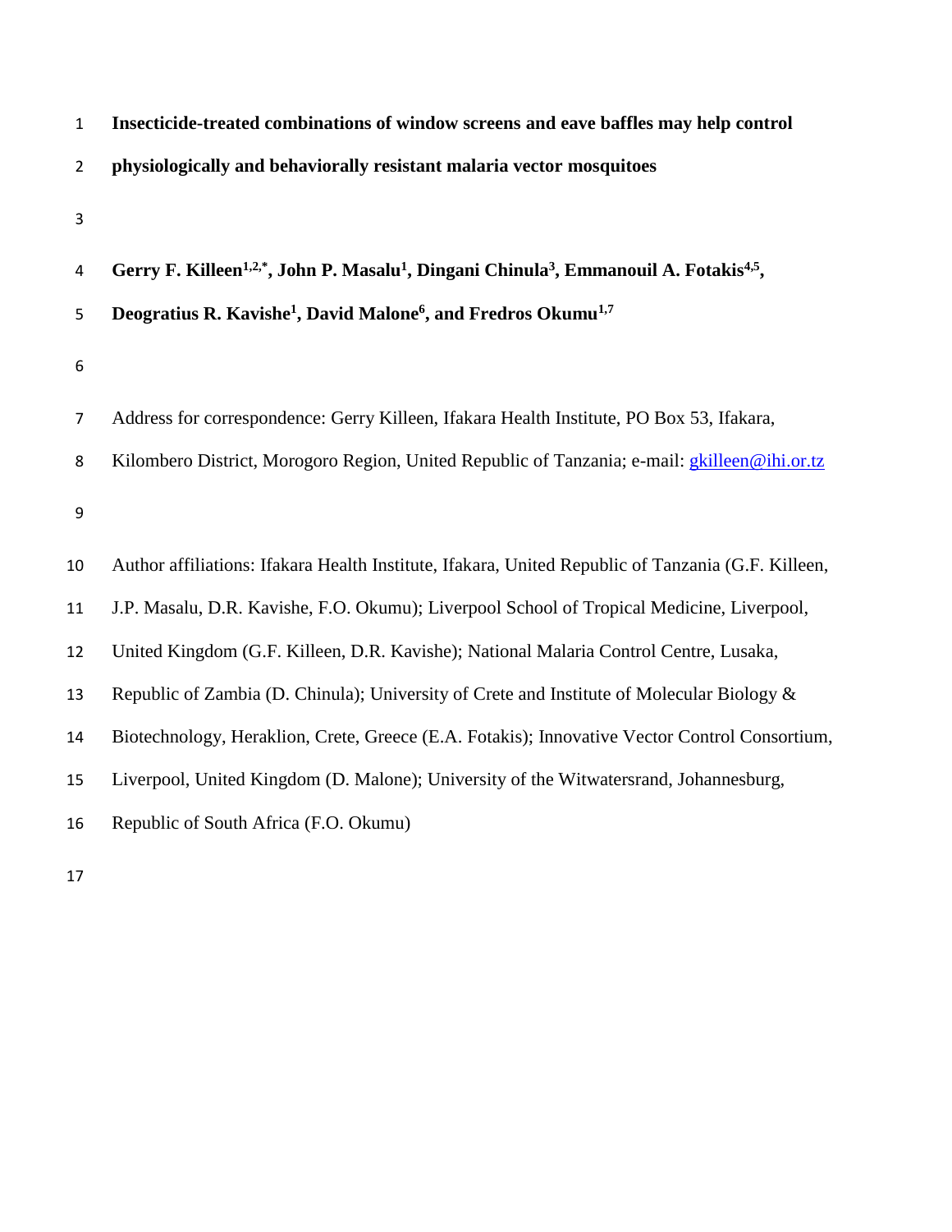# Insecticide-treated combinations of window screens and eave baffles may help control physiologically and behaviorally resistant malaria vector mosquitoes

**Gerry F. Killeen[1,2,*], John P. Masalu[1], Dingani Chinula[3], Emmanouil A. Fotakis[4,5], Deogratius R. Kavishe[1], David Malone[6], and Fredros Okumu[1,7]**

Address for correspondence: Gerry Killeen, Ifakara Health Institute, PO Box 53, Ifakara, Kilombero District, Morogoro Region, United Republic of Tanzania; e-mail: gkilleen@ihi.or.tz

Author affiliations: Ifakara Health Institute, Ifakara, United Republic of Tanzania (G.F. Killeen, J.P. Masalu, D.R. Kavishe, F.O. Okumu); Liverpool School of Tropical Medicine, Liverpool, United Kingdom (G.F. Killeen, D.R. Kavishe); National Malaria Control Centre, Lusaka, Republic of Zambia (D. Chinula); University of Crete and Institute of Molecular Biology & Biotechnology, Heraklion, Crete, Greece (E.A. Fotakis); Innovative Vector Control Consortium, Liverpool, United Kingdom (D. Malone); University of the Witwatersrand, Johannesburg, Republic of South Africa (F.O. Okumu)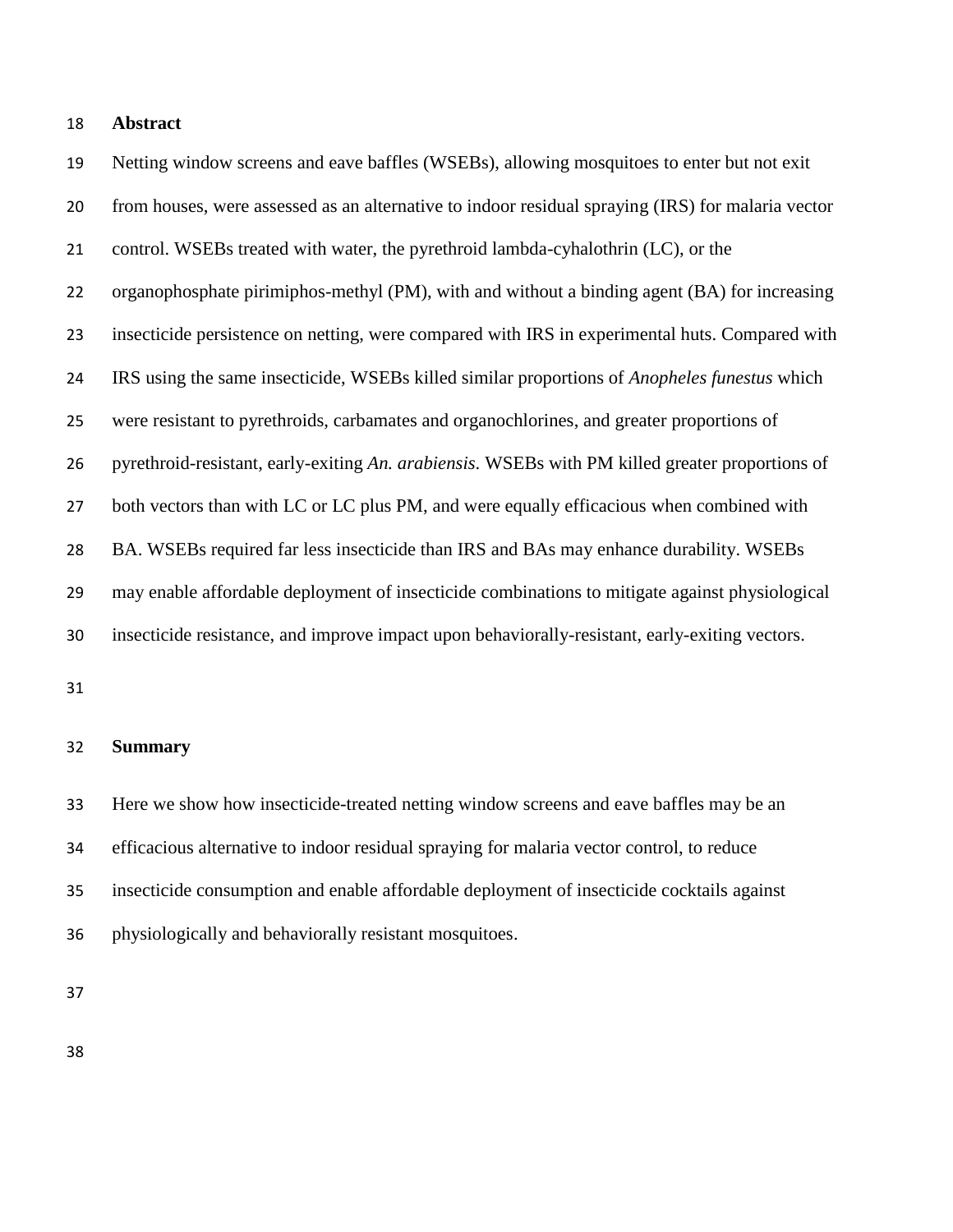## Abstract

Netting window screens and eave baffles (WSEBs), allowing mosquitoes to enter but not exit from houses, were assessed as an alternative to indoor residual spraying (IRS) for malaria vector control. WSEBs treated with water, the pyrethroid lambda-cyhalothrin (LC), or the organophosphate pirimiphos-methyl (PM), with and without a binding agent (BA) for increasing insecticide persistence on netting, were compared with IRS in experimental huts. Compared with IRS using the same insecticide, WSEBs killed similar proportions of *Anopheles funestus* which were resistant to pyrethroids, carbamates and organochlorines, and greater proportions of pyrethroid-resistant, early-exiting *An. arabiensis*. WSEBs with PM killed greater proportions of both vectors than with LC or LC plus PM, and were equally efficacious when combined with BA. WSEBs required far less insecticide than IRS and BAs may enhance durability. WSEBs may enable affordable deployment of insecticide combinations to mitigate against physiological insecticide resistance, and improve impact upon behaviorally-resistant, early-exiting vectors.

## Summary

Here we show how insecticide-treated netting window screens and eave baffles may be an efficacious alternative to indoor residual spraying for malaria vector control, to reduce insecticide consumption and enable affordable deployment of insecticide cocktails against physiologically and behaviorally resistant mosquitoes.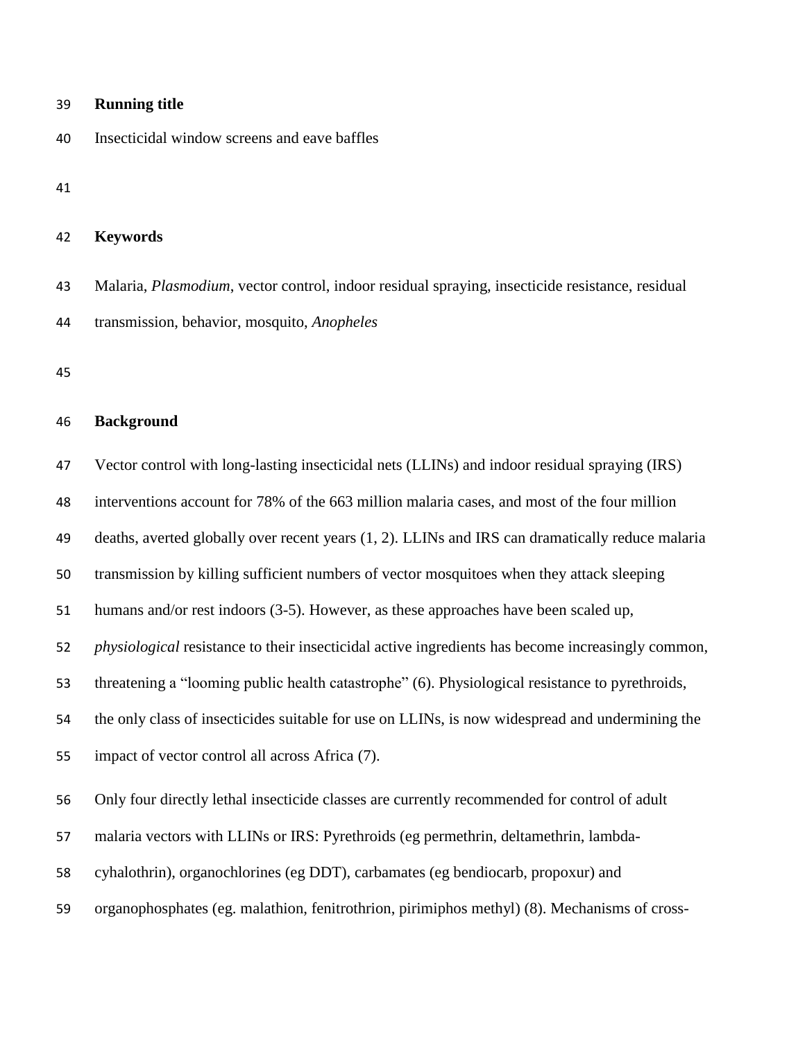**Running title**

Insecticidal window screens and eave baffles

**Keywords**

Malaria, *Plasmodium*, vector control, indoor residual spraying, insecticide resistance, residual transmission, behavior, mosquito, *Anopheles*

**Background**

Vector control with long-lasting insecticidal nets (LLINs) and indoor residual spraying (IRS) interventions account for 78% of the 663 million malaria cases, and most of the four million deaths, averted globally over recent years (1, 2). LLINs and IRS can dramatically reduce malaria transmission by killing sufficient numbers of vector mosquitoes when they attack sleeping humans and/or rest indoors (3-5). However, as these approaches have been scaled up, *physiological* resistance to their insecticidal active ingredients has become increasingly common, threatening a "looming public health catastrophe" (6). Physiological resistance to pyrethroids, the only class of insecticides suitable for use on LLINs, is now widespread and undermining the impact of vector control all across Africa (7).

Only four directly lethal insecticide classes are currently recommended for control of adult malaria vectors with LLINs or IRS: Pyrethroids (eg permethrin, deltamethrin, lambda-cyhalothrin), organochlorines (eg DDT), carbamates (eg bendiocarb, propoxur) and organophosphates (eg. malathion, fenitrothrion, pirimiphos methyl) (8). Mechanisms of cross-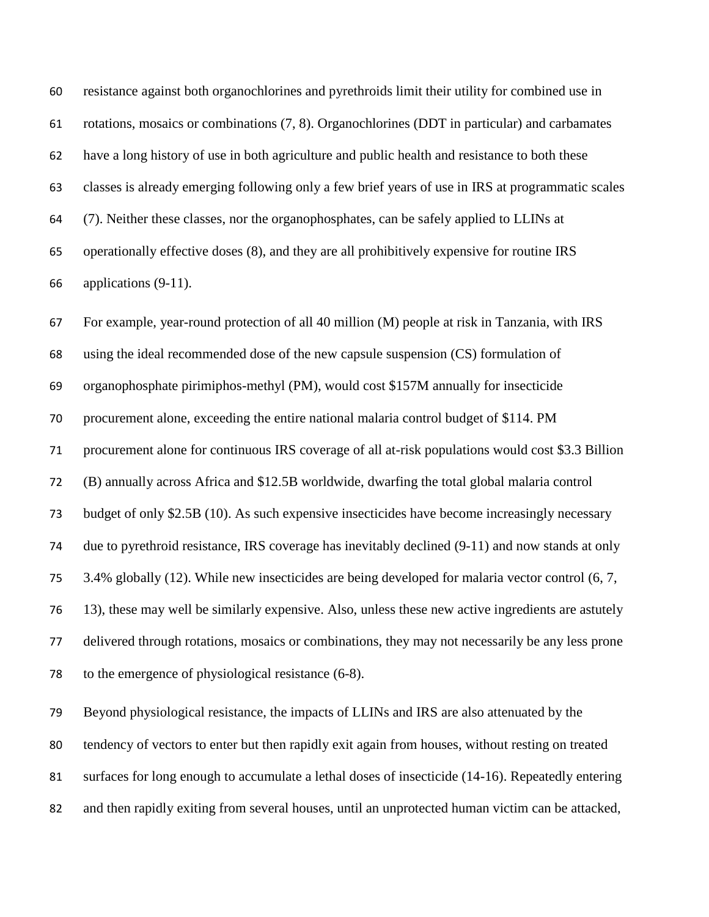resistance against both organochlorines and pyrethroids limit their utility for combined use in rotations, mosaics or combinations (7, 8). Organochlorines (DDT in particular) and carbamates have a long history of use in both agriculture and public health and resistance to both these classes is already emerging following only a few brief years of use in IRS at programmatic scales (7). Neither these classes, nor the organophosphates, can be safely applied to LLINs at operationally effective doses (8), and they are all prohibitively expensive for routine IRS applications (9-11).

For example, year-round protection of all 40 million (M) people at risk in Tanzania, with IRS using the ideal recommended dose of the new capsule suspension (CS) formulation of organophosphate pirimiphos-methyl (PM), would cost \$157M annually for insecticide procurement alone, exceeding the entire national malaria control budget of \$114. PM procurement alone for continuous IRS coverage of all at-risk populations would cost \$3.3 Billion (B) annually across Africa and \$12.5B worldwide, dwarfing the total global malaria control budget of only \$2.5B (10). As such expensive insecticides have become increasingly necessary due to pyrethroid resistance, IRS coverage has inevitably declined (9-11) and now stands at only 3.4% globally (12). While new insecticides are being developed for malaria vector control (6, 7, 13), these may well be similarly expensive. Also, unless these new active ingredients are astutely delivered through rotations, mosaics or combinations, they may not necessarily be any less prone to the emergence of physiological resistance (6-8).

Beyond physiological resistance, the impacts of LLINs and IRS are also attenuated by the tendency of vectors to enter but then rapidly exit again from houses, without resting on treated surfaces for long enough to accumulate a lethal doses of insecticide (14-16). Repeatedly entering and then rapidly exiting from several houses, until an unprotected human victim can be attacked,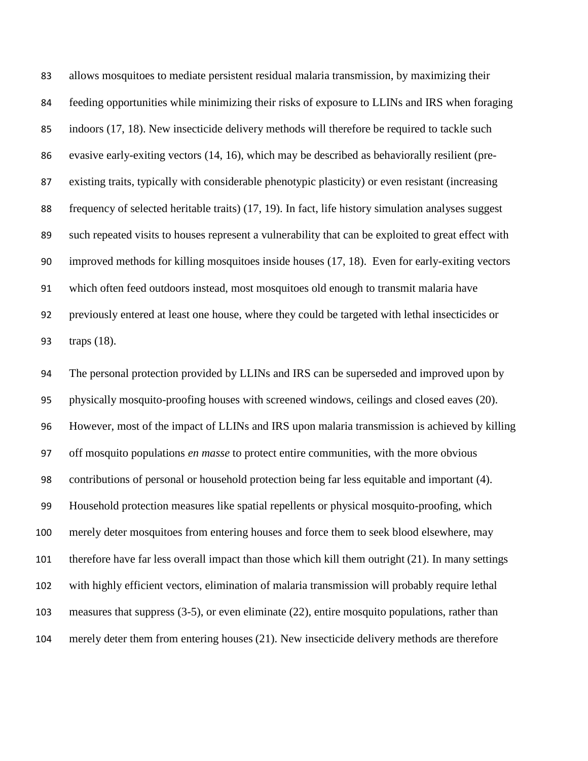allows mosquitoes to mediate persistent residual malaria transmission, by maximizing their feeding opportunities while minimizing their risks of exposure to LLINs and IRS when foraging indoors (17, 18). New insecticide delivery methods will therefore be required to tackle such evasive early-exiting vectors (14, 16), which may be described as behaviorally resilient (pre-existing traits, typically with considerable phenotypic plasticity) or even resistant (increasing frequency of selected heritable traits) (17, 19). In fact, life history simulation analyses suggest such repeated visits to houses represent a vulnerability that can be exploited to great effect with improved methods for killing mosquitoes inside houses (17, 18). Even for early-exiting vectors which often feed outdoors instead, most mosquitoes old enough to transmit malaria have previously entered at least one house, where they could be targeted with lethal insecticides or traps (18).

The personal protection provided by LLINs and IRS can be superseded and improved upon by physically mosquito-proofing houses with screened windows, ceilings and closed eaves (20). However, most of the impact of LLINs and IRS upon malaria transmission is achieved by killing off mosquito populations *en masse* to protect entire communities, with the more obvious contributions of personal or household protection being far less equitable and important (4). Household protection measures like spatial repellents or physical mosquito-proofing, which merely deter mosquitoes from entering houses and force them to seek blood elsewhere, may therefore have far less overall impact than those which kill them outright (21). In many settings with highly efficient vectors, elimination of malaria transmission will probably require lethal measures that suppress (3-5), or even eliminate (22), entire mosquito populations, rather than merely deter them from entering houses (21). New insecticide delivery methods are therefore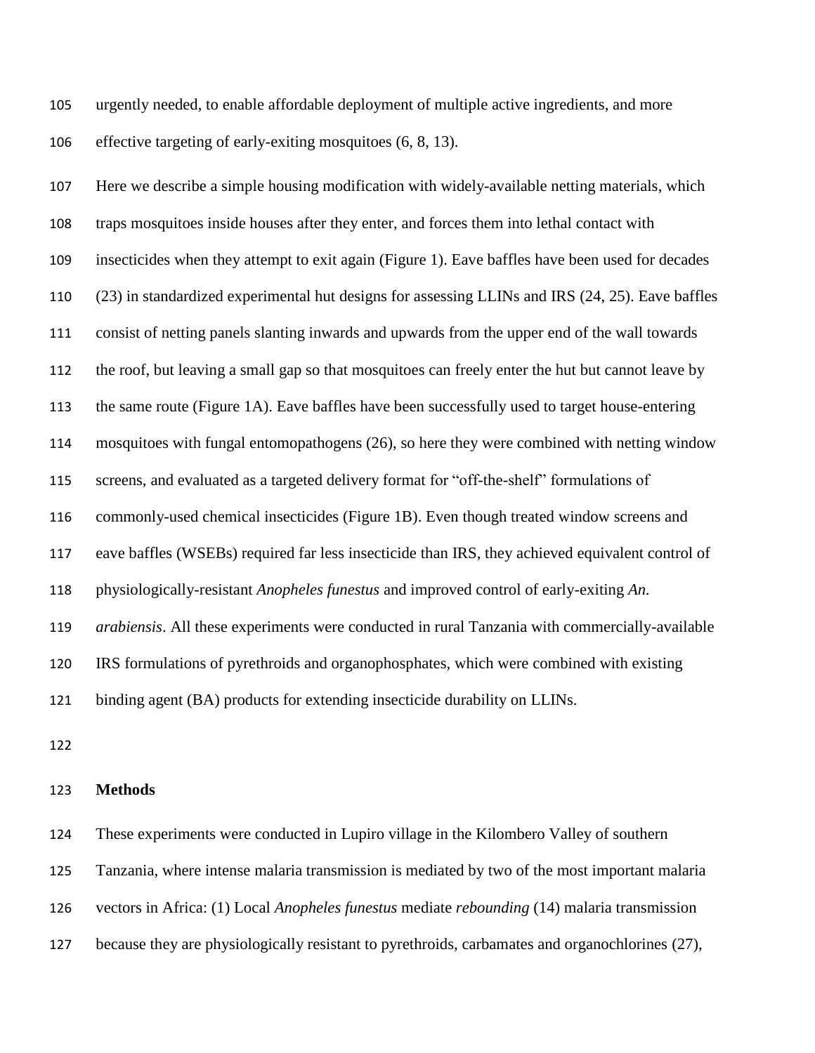urgently needed, to enable affordable deployment of multiple active ingredients, and more effective targeting of early-exiting mosquitoes (6, 8, 13).

Here we describe a simple housing modification with widely-available netting materials, which traps mosquitoes inside houses after they enter, and forces them into lethal contact with insecticides when they attempt to exit again (Figure 1). Eave baffles have been used for decades (23) in standardized experimental hut designs for assessing LLINs and IRS (24, 25). Eave baffles consist of netting panels slanting inwards and upwards from the upper end of the wall towards the roof, but leaving a small gap so that mosquitoes can freely enter the hut but cannot leave by the same route (Figure 1A). Eave baffles have been successfully used to target house-entering mosquitoes with fungal entomopathogens (26), so here they were combined with netting window screens, and evaluated as a targeted delivery format for "off-the-shelf" formulations of commonly-used chemical insecticides (Figure 1B). Even though treated window screens and eave baffles (WSEBs) required far less insecticide than IRS, they achieved equivalent control of physiologically-resistant *Anopheles funestus* and improved control of early-exiting *An. arabiensis*. All these experiments were conducted in rural Tanzania with commercially-available IRS formulations of pyrethroids and organophosphates, which were combined with existing binding agent (BA) products for extending insecticide durability on LLINs.

## Methods

These experiments were conducted in Lupiro village in the Kilombero Valley of southern Tanzania, where intense malaria transmission is mediated by two of the most important malaria vectors in Africa: (1) Local *Anopheles funestus* mediate *rebounding* (14) malaria transmission because they are physiologically resistant to pyrethroids, carbamates and organochlorines (27),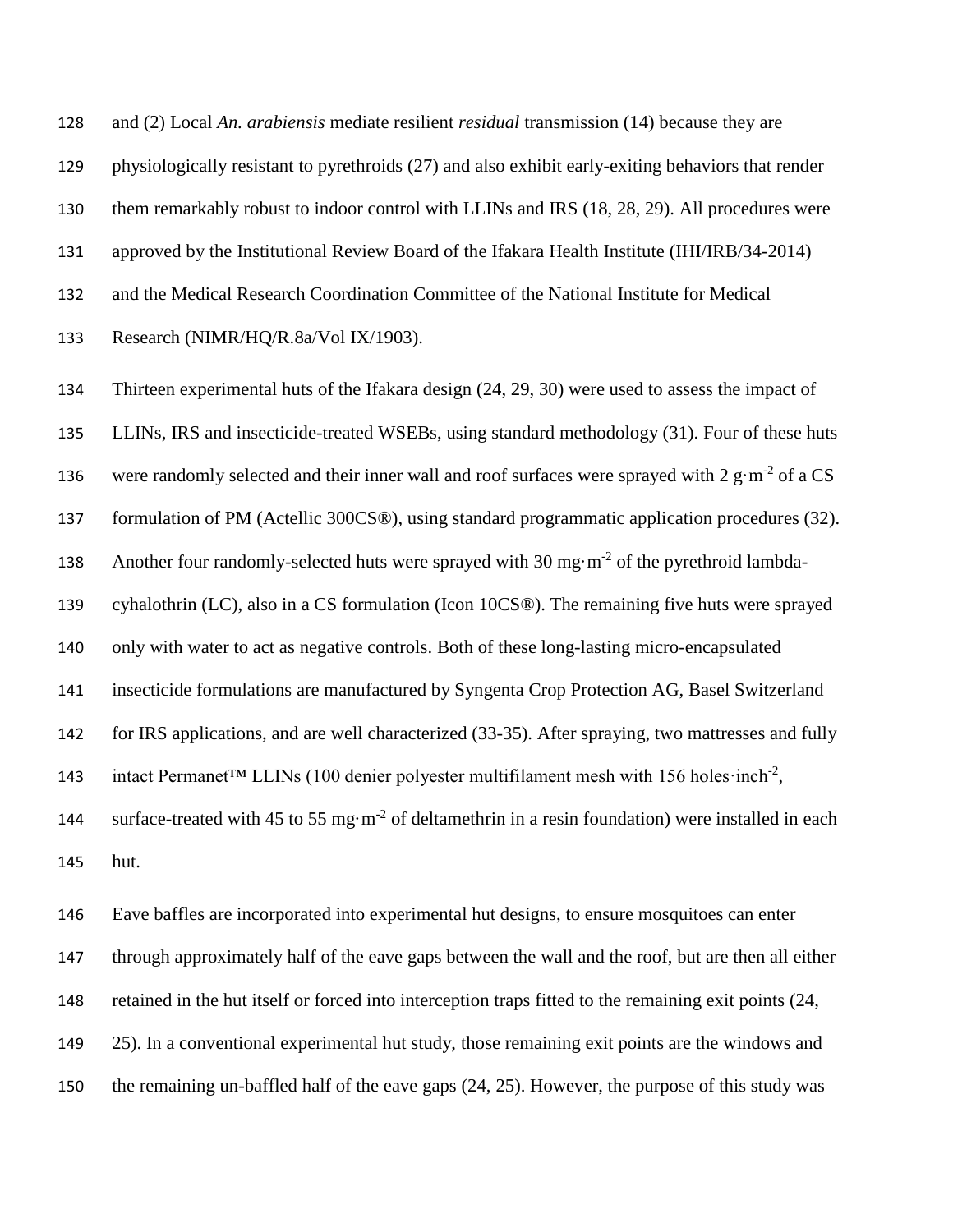and (2) Local *An. arabiensis* mediate resilient *residual* transmission (14) because they are physiologically resistant to pyrethroids (27) and also exhibit early-exiting behaviors that render them remarkably robust to indoor control with LLINs and IRS (18, 28, 29). All procedures were approved by the Institutional Review Board of the Ifakara Health Institute (IHI/IRB/34-2014) and the Medical Research Coordination Committee of the National Institute for Medical Research (NIMR/HQ/R.8a/Vol IX/1903).

Thirteen experimental huts of the Ifakara design (24, 29, 30) were used to assess the impact of LLINs, IRS and insecticide-treated WSEBs, using standard methodology (31). Four of these huts were randomly selected and their inner wall and roof surfaces were sprayed with 2 $g \cdot m^{-2}$ of a CS formulation of PM (Actellic 300CS®), using standard programmatic application procedures (32). Another four randomly-selected huts were sprayed with 30 $mg \cdot m^{-2}$ of the pyrethroid lambda-cyhalothrin (LC), also in a CS formulation (Icon 10CS®). The remaining five huts were sprayed only with water to act as negative controls. Both of these long-lasting micro-encapsulated insecticide formulations are manufactured by Syngenta Crop Protection AG, Basel Switzerland for IRS applications, and are well characterized (33-35). After spraying, two mattresses and fully intact Permanet™ LLINs (100 denier polyester multifilament mesh with 156 $holes \cdot inch^{-2}$, surface-treated with 45 to 55 $mg \cdot m^{-2}$ of deltamethrin in a resin foundation) were installed in each hut.

Eave baffles are incorporated into experimental hut designs, to ensure mosquitoes can enter through approximately half of the eave gaps between the wall and the roof, but are then all either retained in the hut itself or forced into interception traps fitted to the remaining exit points (24, 25). In a conventional experimental hut study, those remaining exit points are the windows and the remaining un-baffled half of the eave gaps (24, 25). However, the purpose of this study was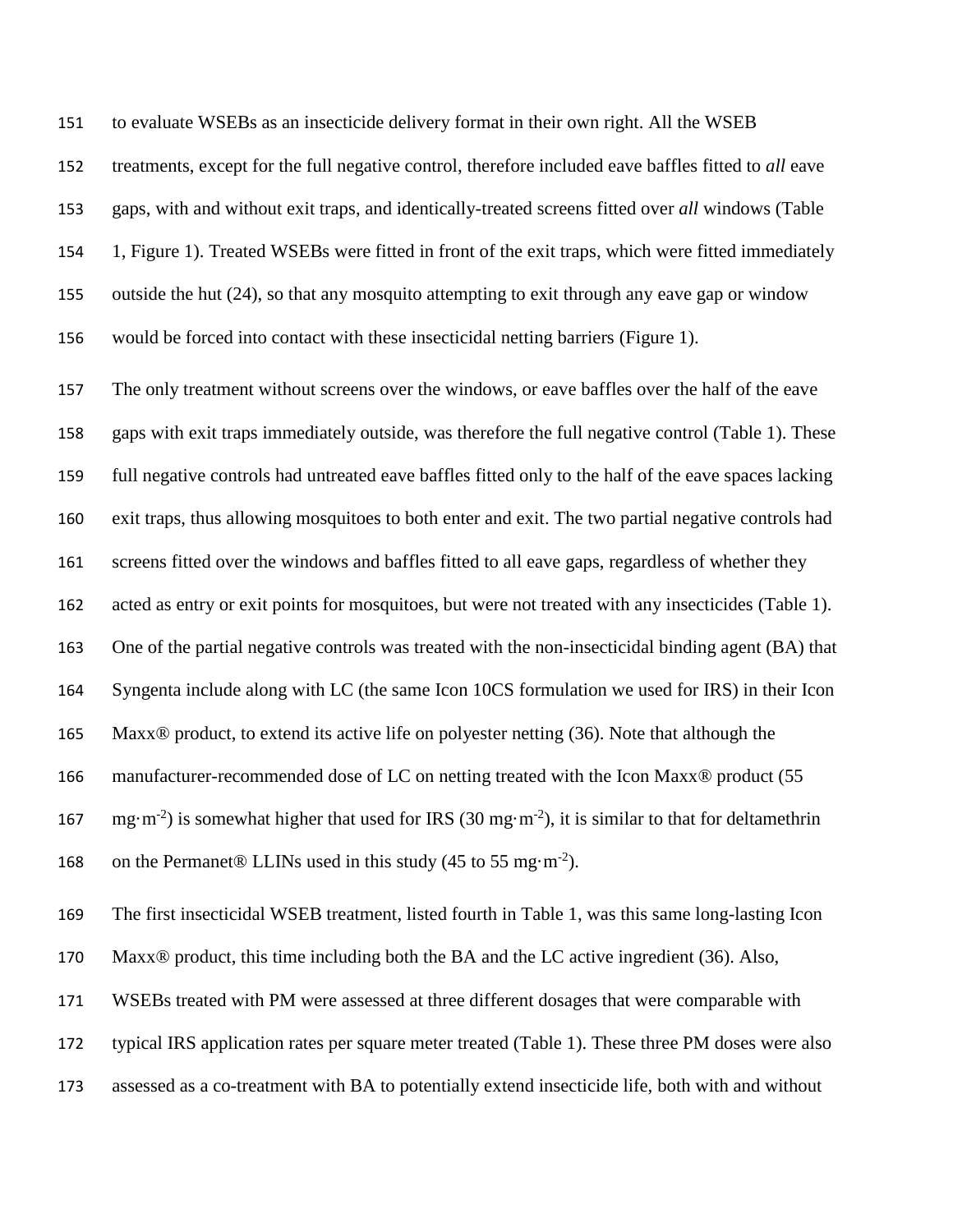to evaluate WSEBs as an insecticide delivery format in their own right. All the WSEB treatments, except for the full negative control, therefore included eave baffles fitted to *all* eave gaps, with and without exit traps, and identically-treated screens fitted over *all* windows (Table 1, Figure 1). Treated WSEBs were fitted in front of the exit traps, which were fitted immediately outside the hut (24), so that any mosquito attempting to exit through any eave gap or window would be forced into contact with these insecticidal netting barriers (Figure 1).

The only treatment without screens over the windows, or eave baffles over the half of the eave gaps with exit traps immediately outside, was therefore the full negative control (Table 1). These full negative controls had untreated eave baffles fitted only to the half of the eave spaces lacking exit traps, thus allowing mosquitoes to both enter and exit. The two partial negative controls had screens fitted over the windows and baffles fitted to all eave gaps, regardless of whether they acted as entry or exit points for mosquitoes, but were not treated with any insecticides (Table 1). One of the partial negative controls was treated with the non-insecticidal binding agent (BA) that Syngenta include along with LC (the same Icon 10CS formulation we used for IRS) in their Icon Maxx® product, to extend its active life on polyester netting (36). Note that although the manufacturer-recommended dose of LC on netting treated with the Icon Maxx® product (55 $mg \cdot m^{-2}$) is somewhat higher that used for IRS (30 $mg \cdot m^{-2}$), it is similar to that for deltamethrin on the Permanet® LLINs used in this study (45 to 55 $mg \cdot m^{-2}$).

The first insecticidal WSEB treatment, listed fourth in Table 1, was this same long-lasting Icon Maxx® product, this time including both the BA and the LC active ingredient (36). Also, WSEBs treated with PM were assessed at three different dosages that were comparable with typical IRS application rates per square meter treated (Table 1). These three PM doses were also assessed as a co-treatment with BA to potentially extend insecticide life, both with and without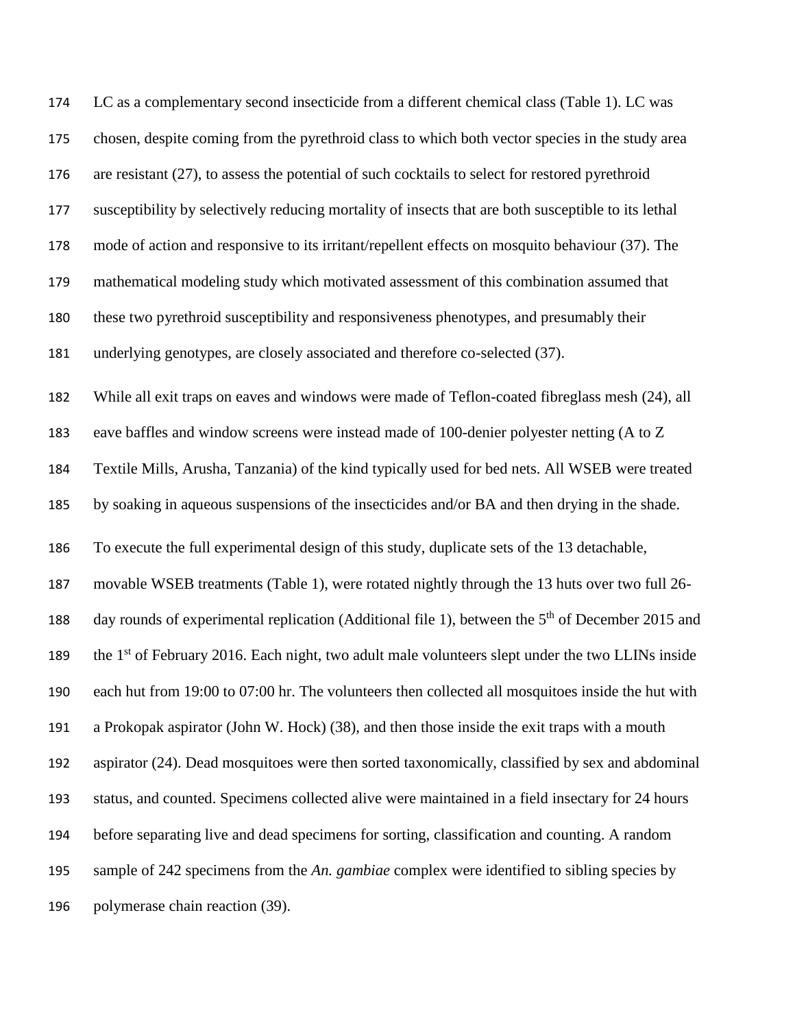LC as a complementary second insecticide from a different chemical class (Table 1). LC was chosen, despite coming from the pyrethroid class to which both vector species in the study area are resistant (27), to assess the potential of such cocktails to select for restored pyrethroid susceptibility by selectively reducing mortality of insects that are both susceptible to its lethal mode of action and responsive to its irritant/repellent effects on mosquito behaviour (37). The mathematical modeling study which motivated assessment of this combination assumed that these two pyrethroid susceptibility and responsiveness phenotypes, and presumably their underlying genotypes, are closely associated and therefore co-selected (37).

While all exit traps on eaves and windows were made of Teflon-coated fibreglass mesh (24), all eave baffles and window screens were instead made of 100-denier polyester netting (A to Z Textile Mills, Arusha, Tanzania) of the kind typically used for bed nets. All WSEB were treated by soaking in aqueous suspensions of the insecticides and/or BA and then drying in the shade.

To execute the full experimental design of this study, duplicate sets of the 13 detachable, movable WSEB treatments (Table 1), were rotated nightly through the 13 huts over two full 26-day rounds of experimental replication (Additional file 1), between the 5th of December 2015 and the 1st of February 2016. Each night, two adult male volunteers slept under the two LLINs inside each hut from 19:00 to 07:00 hr. The volunteers then collected all mosquitoes inside the hut with a Prokopak aspirator (John W. Hock) (38), and then those inside the exit traps with a mouth aspirator (24). Dead mosquitoes were then sorted taxonomically, classified by sex and abdominal status, and counted. Specimens collected alive were maintained in a field insectary for 24 hours before separating live and dead specimens for sorting, classification and counting. A random sample of 242 specimens from the *An. gambiae* complex were identified to sibling species by polymerase chain reaction (39).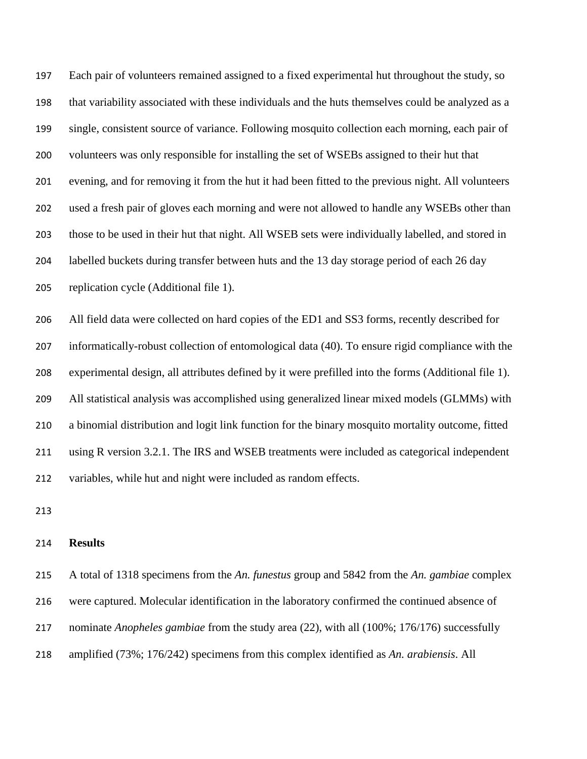Each pair of volunteers remained assigned to a fixed experimental hut throughout the study, so that variability associated with these individuals and the huts themselves could be analyzed as a single, consistent source of variance. Following mosquito collection each morning, each pair of volunteers was only responsible for installing the set of WSEBs assigned to their hut that evening, and for removing it from the hut it had been fitted to the previous night. All volunteers used a fresh pair of gloves each morning and were not allowed to handle any WSEBs other than those to be used in their hut that night. All WSEB sets were individually labelled, and stored in labelled buckets during transfer between huts and the 13 day storage period of each 26 day replication cycle (Additional file 1).

All field data were collected on hard copies of the ED1 and SS3 forms, recently described for informatically-robust collection of entomological data (40). To ensure rigid compliance with the experimental design, all attributes defined by it were prefilled into the forms (Additional file 1). All statistical analysis was accomplished using generalized linear mixed models (GLMMs) with a binomial distribution and logit link function for the binary mosquito mortality outcome, fitted using R version 3.2.1. The IRS and WSEB treatments were included as categorical independent variables, while hut and night were included as random effects.

## Results

A total of 1318 specimens from the *An. funestus* group and 5842 from the *An. gambiae* complex were captured. Molecular identification in the laboratory confirmed the continued absence of nominate *Anopheles gambiae* from the study area (22), with all (100%; 176/176) successfully amplified (73%; 176/242) specimens from this complex identified as *An. arabiensis*. All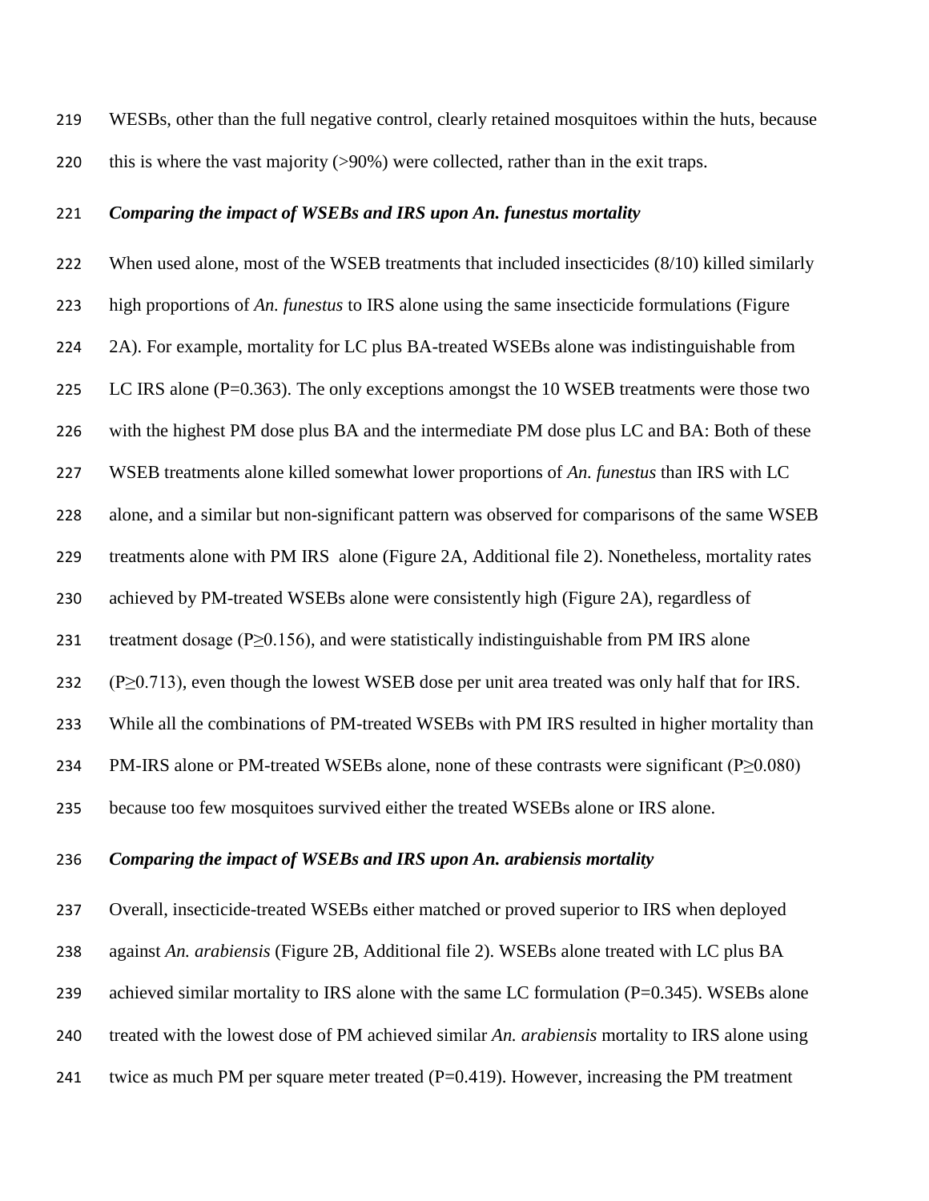WESBs, other than the full negative control, clearly retained mosquitoes within the huts, because this is where the vast majority (>90%) were collected, rather than in the exit traps.

### *Comparing the impact of WSEBs and IRS upon An. funestus mortality*

When used alone, most of the WSEB treatments that included insecticides (8/10) killed similarly high proportions of *An. funestus* to IRS alone using the same insecticide formulations (Figure 2A). For example, mortality for LC plus BA-treated WSEBs alone was indistinguishable from LC IRS alone (P=0.363). The only exceptions amongst the 10 WSEB treatments were those two with the highest PM dose plus BA and the intermediate PM dose plus LC and BA: Both of these WSEB treatments alone killed somewhat lower proportions of *An. funestus* than IRS with LC alone, and a similar but non-significant pattern was observed for comparisons of the same WSEB treatments alone with PM IRS alone (Figure 2A, Additional file 2). Nonetheless, mortality rates achieved by PM-treated WSEBs alone were consistently high (Figure 2A), regardless of treatment dosage (P≥0.156), and were statistically indistinguishable from PM IRS alone (P≥0.713), even though the lowest WSEB dose per unit area treated was only half that for IRS. While all the combinations of PM-treated WSEBs with PM IRS resulted in higher mortality than PM-IRS alone or PM-treated WSEBs alone, none of these contrasts were significant (P≥0.080) because too few mosquitoes survived either the treated WSEBs alone or IRS alone.

### *Comparing the impact of WSEBs and IRS upon An. arabiensis mortality*

Overall, insecticide-treated WSEBs either matched or proved superior to IRS when deployed against *An. arabiensis* (Figure 2B, Additional file 2). WSEBs alone treated with LC plus BA achieved similar mortality to IRS alone with the same LC formulation (P=0.345). WSEBs alone treated with the lowest dose of PM achieved similar *An. arabiensis* mortality to IRS alone using twice as much PM per square meter treated (P=0.419). However, increasing the PM treatment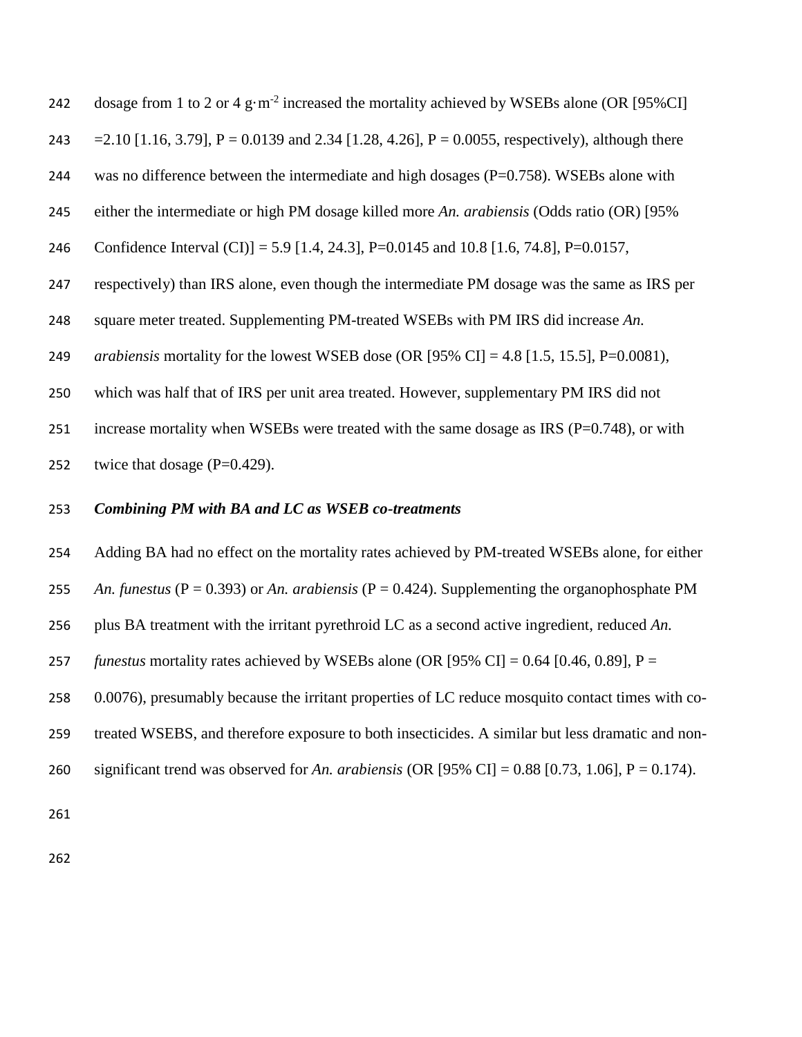dosage from 1 to 2 or 4 $g \cdot m^{-2}$ increased the mortality achieved by WSEBs alone (OR [95%CI] =2.10 [1.16, 3.79], P = 0.0139 and 2.34 [1.28, 4.26], P = 0.0055, respectively), although there was no difference between the intermediate and high dosages (P=0.758). WSEBs alone with either the intermediate or high PM dosage killed more *An. arabiensis* (Odds ratio (OR) [95% Confidence Interval (CI)] = 5.9 [1.4, 24.3], P=0.0145 and 10.8 [1.6, 74.8], P=0.0157, respectively) than IRS alone, even though the intermediate PM dosage was the same as IRS per square meter treated. Supplementing PM-treated WSEBs with PM IRS did increase *An. arabiensis* mortality for the lowest WSEB dose (OR [95% CI] = 4.8 [1.5, 15.5], P=0.0081), which was half that of IRS per unit area treated. However, supplementary PM IRS did not increase mortality when WSEBs were treated with the same dosage as IRS (P=0.748), or with twice that dosage (P=0.429).

### ***Combining PM with BA and LC as WSEB co-treatments***

Adding BA had no effect on the mortality rates achieved by PM-treated WSEBs alone, for either *An. funestus* (P = 0.393) or *An. arabiensis* (P = 0.424). Supplementing the organophosphate PM plus BA treatment with the irritant pyrethroid LC as a second active ingredient, reduced *An. funestus* mortality rates achieved by WSEBs alone (OR [95% CI] = 0.64 [0.46, 0.89], P = 0.0076), presumably because the irritant properties of LC reduce mosquito contact times with co-treated WSEBS, and therefore exposure to both insecticides. A similar but less dramatic and non-significant trend was observed for *An. arabiensis* (OR [95% CI] = 0.88 [0.73, 1.06], P = 0.174).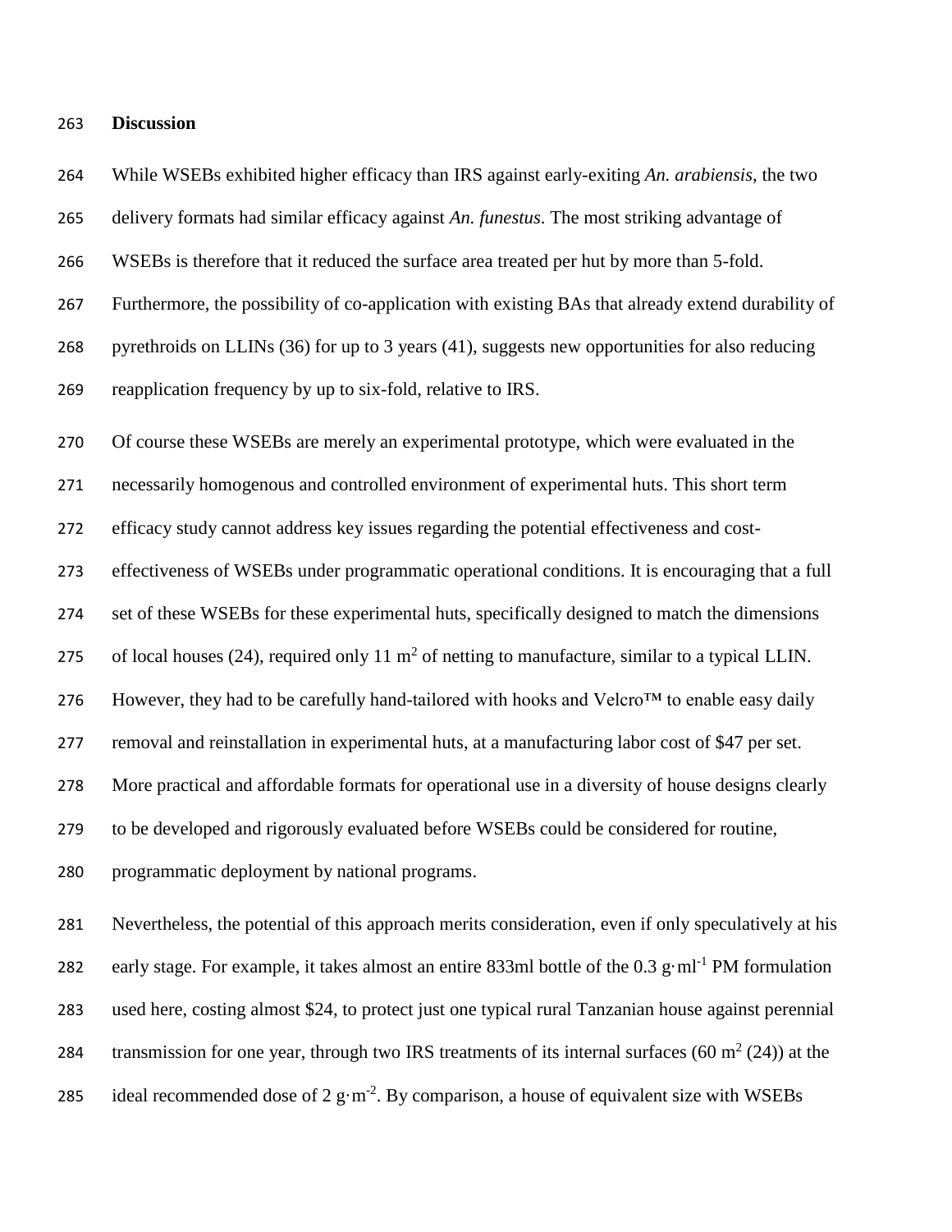## Discussion

While WSEBs exhibited higher efficacy than IRS against early-exiting *An. arabiensis*, the two delivery formats had similar efficacy against *An. funestus*. The most striking advantage of WSEBs is therefore that it reduced the surface area treated per hut by more than 5-fold. Furthermore, the possibility of co-application with existing BAs that already extend durability of pyrethroids on LLINs (36) for up to 3 years (41), suggests new opportunities for also reducing reapplication frequency by up to six-fold, relative to IRS.

Of course these WSEBs are merely an experimental prototype, which were evaluated in the necessarily homogenous and controlled environment of experimental huts. This short term efficacy study cannot address key issues regarding the potential effectiveness and cost-effectiveness of WSEBs under programmatic operational conditions. It is encouraging that a full set of these WSEBs for these experimental huts, specifically designed to match the dimensions of local houses (24), required only 11 $m^2$ of netting to manufacture, similar to a typical LLIN. However, they had to be carefully hand-tailored with hooks and Velcro™ to enable easy daily removal and reinstallation in experimental huts, at a manufacturing labor cost of \$47 per set. More practical and affordable formats for operational use in a diversity of house designs clearly to be developed and rigorously evaluated before WSEBs could be considered for routine, programmatic deployment by national programs.

Nevertheless, the potential of this approach merits consideration, even if only speculatively at his early stage. For example, it takes almost an entire 833ml bottle of the 0.3 $g \cdot ml^{-1}$ PM formulation used here, costing almost \$24, to protect just one typical rural Tanzanian house against perennial transmission for one year, through two IRS treatments of its internal surfaces (60 $m^2$ (24)) at the ideal recommended dose of 2 $g \cdot m^{-2}$. By comparison, a house of equivalent size with WSEBs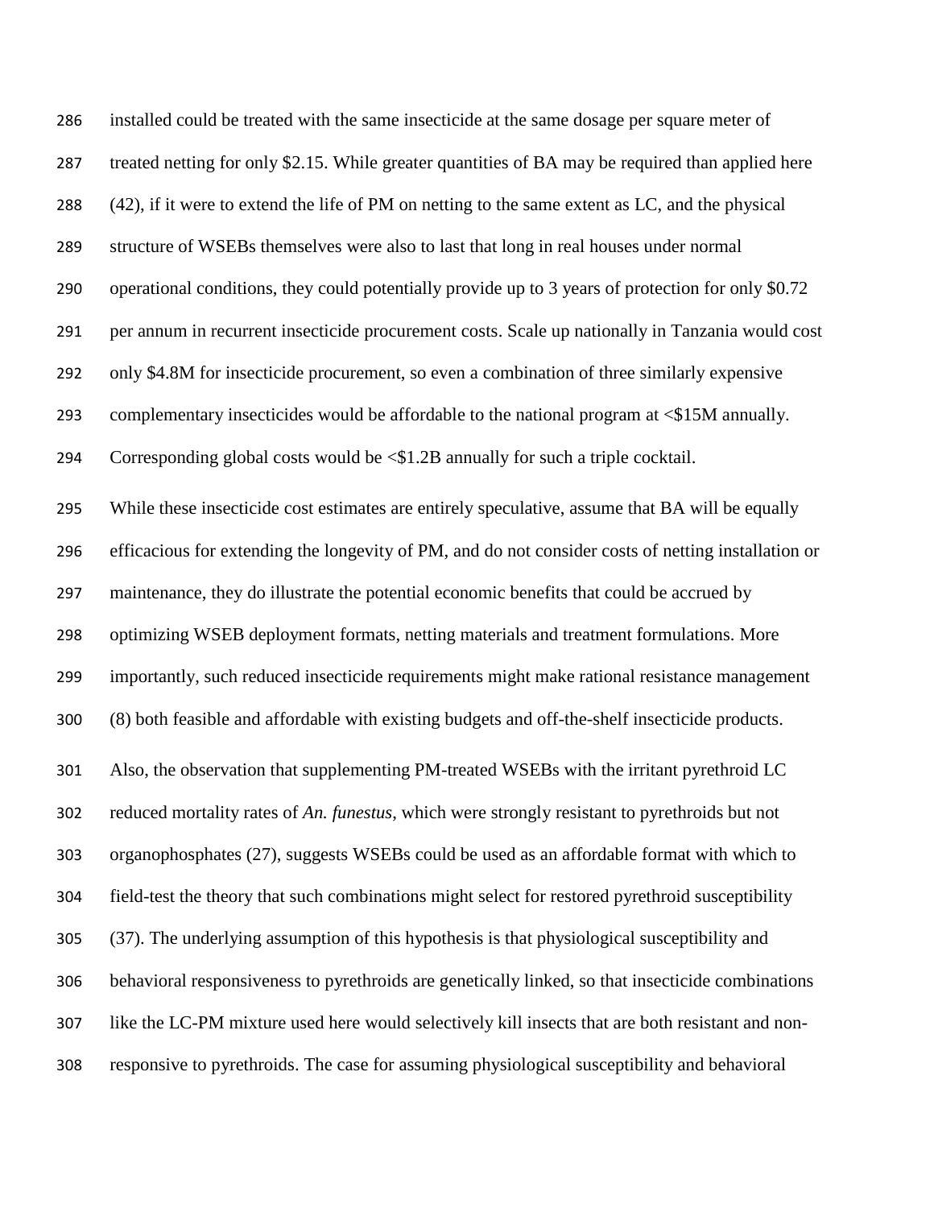installed could be treated with the same insecticide at the same dosage per square meter of treated netting for only $2.15. While greater quantities of BA may be required than applied here (42), if it were to extend the life of PM on netting to the same extent as LC, and the physical structure of WSEBs themselves were also to last that long in real houses under normal operational conditions, they could potentially provide up to 3 years of protection for only $0.72 per annum in recurrent insecticide procurement costs. Scale up nationally in Tanzania would cost only $4.8M for insecticide procurement, so even a combination of three similarly expensive complementary insecticides would be affordable to the national program at <$15M annually. Corresponding global costs would be <$1.2B annually for such a triple cocktail.

While these insecticide cost estimates are entirely speculative, assume that BA will be equally efficacious for extending the longevity of PM, and do not consider costs of netting installation or maintenance, they do illustrate the potential economic benefits that could be accrued by optimizing WSEB deployment formats, netting materials and treatment formulations. More importantly, such reduced insecticide requirements might make rational resistance management (8) both feasible and affordable with existing budgets and off-the-shelf insecticide products.

Also, the observation that supplementing PM-treated WSEBs with the irritant pyrethroid LC reduced mortality rates of *An. funestus*, which were strongly resistant to pyrethroids but not organophosphates (27), suggests WSEBs could be used as an affordable format with which to field-test the theory that such combinations might select for restored pyrethroid susceptibility (37). The underlying assumption of this hypothesis is that physiological susceptibility and behavioral responsiveness to pyrethroids are genetically linked, so that insecticide combinations like the LC-PM mixture used here would selectively kill insects that are both resistant and non-responsive to pyrethroids. The case for assuming physiological susceptibility and behavioral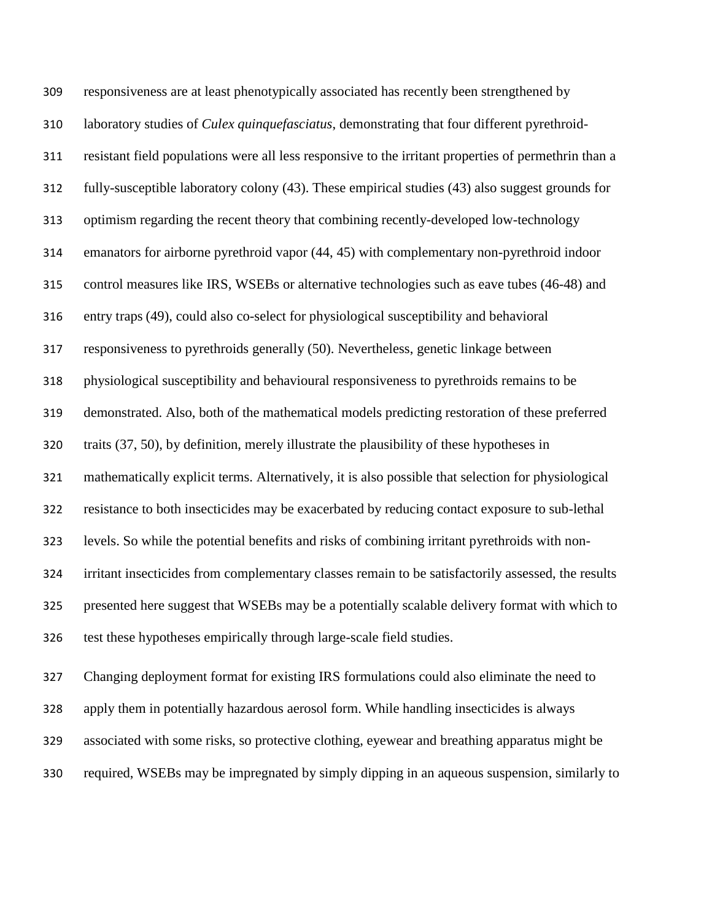responsiveness are at least phenotypically associated has recently been strengthened by laboratory studies of *Culex quinquefasciatus*, demonstrating that four different pyrethroid-resistant field populations were all less responsive to the irritant properties of permethrin than a fully-susceptible laboratory colony (43). These empirical studies (43) also suggest grounds for optimism regarding the recent theory that combining recently-developed low-technology emanators for airborne pyrethroid vapor (44, 45) with complementary non-pyrethroid indoor control measures like IRS, WSEBs or alternative technologies such as eave tubes (46-48) and entry traps (49), could also co-select for physiological susceptibility and behavioral responsiveness to pyrethroids generally (50). Nevertheless, genetic linkage between physiological susceptibility and behavioural responsiveness to pyrethroids remains to be demonstrated. Also, both of the mathematical models predicting restoration of these preferred traits (37, 50), by definition, merely illustrate the plausibility of these hypotheses in mathematically explicit terms. Alternatively, it is also possible that selection for physiological resistance to both insecticides may be exacerbated by reducing contact exposure to sub-lethal levels. So while the potential benefits and risks of combining irritant pyrethroids with non-irritant insecticides from complementary classes remain to be satisfactorily assessed, the results presented here suggest that WSEBs may be a potentially scalable delivery format with which to test these hypotheses empirically through large-scale field studies.

Changing deployment format for existing IRS formulations could also eliminate the need to apply them in potentially hazardous aerosol form. While handling insecticides is always associated with some risks, so protective clothing, eyewear and breathing apparatus might be required, WSEBs may be impregnated by simply dipping in an aqueous suspension, similarly to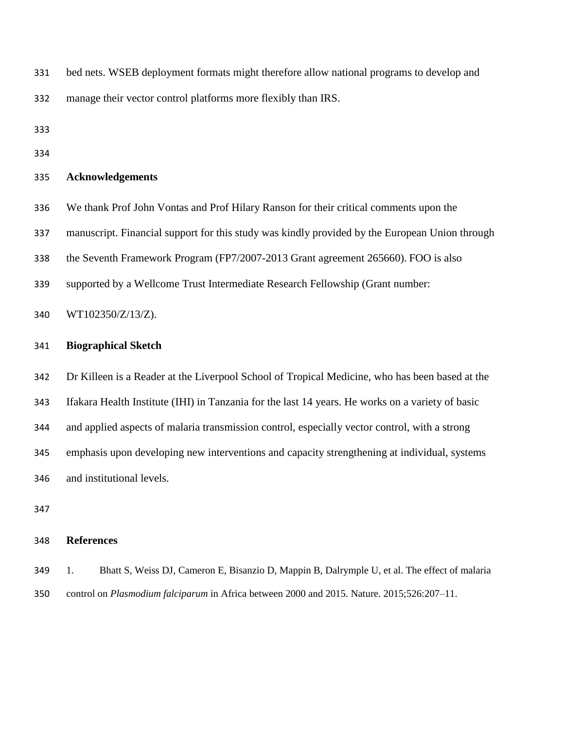bed nets. WSEB deployment formats might therefore allow national programs to develop and manage their vector control platforms more flexibly than IRS.

## Acknowledgements

We thank Prof John Vontas and Prof Hilary Ranson for their critical comments upon the manuscript. Financial support for this study was kindly provided by the European Union through the Seventh Framework Program (FP7/2007-2013 Grant agreement 265660). FOO is also supported by a Wellcome Trust Intermediate Research Fellowship (Grant number: WT102350/Z/13/Z).

## Biographical Sketch

Dr Killeen is a Reader at the Liverpool School of Tropical Medicine, who has been based at the Ifakara Health Institute (IHI) in Tanzania for the last 14 years. He works on a variety of basic and applied aspects of malaria transmission control, especially vector control, with a strong emphasis upon developing new interventions and capacity strengthening at individual, systems and institutional levels.

## References

1. Bhatt S, Weiss DJ, Cameron E, Bisanzio D, Mappin B, Dalrymple U, et al. The effect of malaria control on *Plasmodium falciparum* in Africa between 2000 and 2015. Nature. 2015;526:207–11.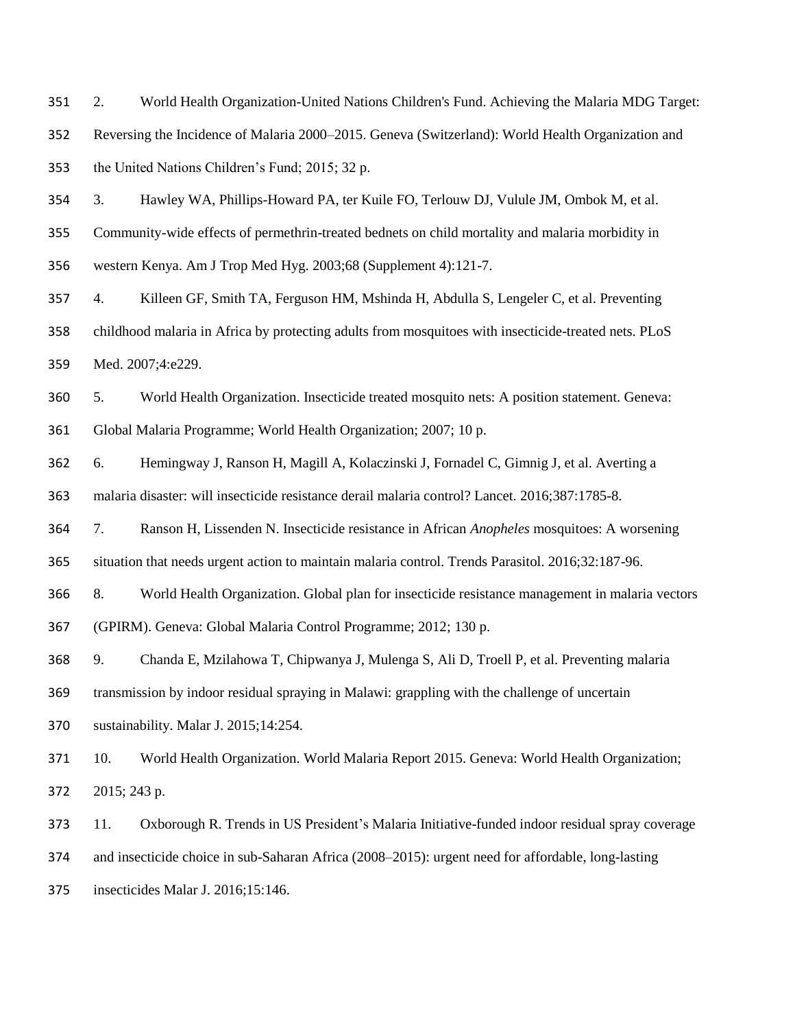2. World Health Organization-United Nations Children's Fund. Achieving the Malaria MDG Target: Reversing the Incidence of Malaria 2000–2015. Geneva (Switzerland): World Health Organization and the United Nations Children's Fund; 2015; 32 p.

3. Hawley WA, Phillips-Howard PA, ter Kuile FO, Terlouw DJ, Vulule JM, Ombok M, et al. Community-wide effects of permethrin-treated bednets on child mortality and malaria morbidity in western Kenya. Am J Trop Med Hyg. 2003;68 (Supplement 4):121-7.

4. Killeen GF, Smith TA, Ferguson HM, Mshinda H, Abdulla S, Lengeler C, et al. Preventing childhood malaria in Africa by protecting adults from mosquitoes with insecticide-treated nets. PLoS Med. 2007;4:e229.

5. World Health Organization. Insecticide treated mosquito nets: A position statement. Geneva: Global Malaria Programme; World Health Organization; 2007; 10 p.

6. Hemingway J, Ranson H, Magill A, Kolaczinski J, Fornadel C, Gimnig J, et al. Averting a malaria disaster: will insecticide resistance derail malaria control? Lancet. 2016;387:1785-8.

7. Ranson H, Lissenden N. Insecticide resistance in African *Anopheles* mosquitoes: A worsening situation that needs urgent action to maintain malaria control. Trends Parasitol. 2016;32:187-96.

8. World Health Organization. Global plan for insecticide resistance management in malaria vectors (GPIRM). Geneva: Global Malaria Control Programme; 2012; 130 p.

9. Chanda E, Mzilahowa T, Chipwanya J, Mulenga S, Ali D, Troell P, et al. Preventing malaria transmission by indoor residual spraying in Malawi: grappling with the challenge of uncertain sustainability. Malar J. 2015;14:254.

10. World Health Organization. World Malaria Report 2015. Geneva: World Health Organization; 2015; 243 p.

11. Oxborough R. Trends in US President's Malaria Initiative-funded indoor residual spray coverage and insecticide choice in sub-Saharan Africa (2008–2015): urgent need for affordable, long-lasting insecticides Malar J. 2016;15:146.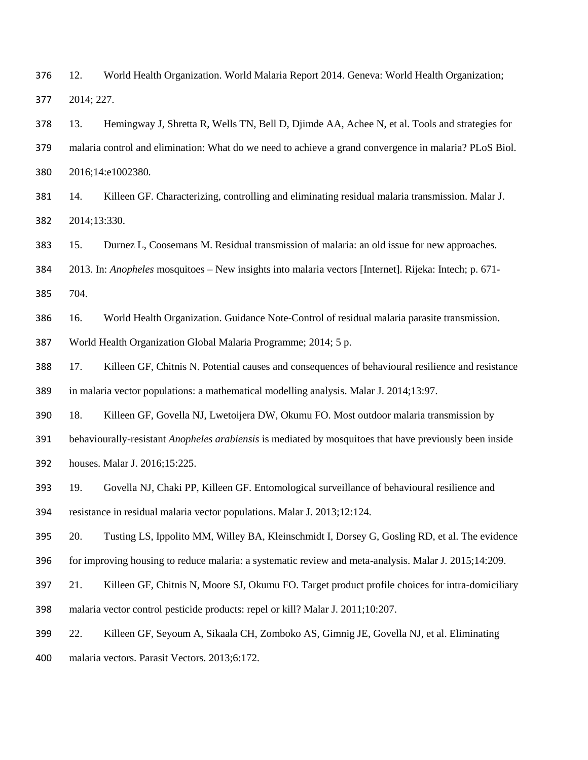12. World Health Organization. World Malaria Report 2014. Geneva: World Health Organization; 2014; 227.

13. Hemingway J, Shretta R, Wells TN, Bell D, Djimde AA, Achee N, et al. Tools and strategies for malaria control and elimination: What do we need to achieve a grand convergence in malaria? PLoS Biol. 2016;14:e1002380.

14. Killeen GF. Characterizing, controlling and eliminating residual malaria transmission. Malar J. 2014;13:330.

15. Durnez L, Coosemans M. Residual transmission of malaria: an old issue for new approaches. 2013. In: *Anopheles* mosquitoes – New insights into malaria vectors [Internet]. Rijeka: Intech; p. 671-704.

16. World Health Organization. Guidance Note-Control of residual malaria parasite transmission. World Health Organization Global Malaria Programme; 2014; 5 p.

17. Killeen GF, Chitnis N. Potential causes and consequences of behavioural resilience and resistance in malaria vector populations: a mathematical modelling analysis. Malar J. 2014;13:97.

18. Killeen GF, Govella NJ, Lwetoijera DW, Okumu FO. Most outdoor malaria transmission by behaviourally-resistant *Anopheles arabiensis* is mediated by mosquitoes that have previously been inside houses. Malar J. 2016;15:225.

19. Govella NJ, Chaki PP, Killeen GF. Entomological surveillance of behavioural resilience and resistance in residual malaria vector populations. Malar J. 2013;12:124.

20. Tusting LS, Ippolito MM, Willey BA, Kleinschmidt I, Dorsey G, Gosling RD, et al. The evidence for improving housing to reduce malaria: a systematic review and meta-analysis. Malar J. 2015;14:209.

21. Killeen GF, Chitnis N, Moore SJ, Okumu FO. Target product profile choices for intra-domiciliary malaria vector control pesticide products: repel or kill? Malar J. 2011;10:207.

22. Killeen GF, Seyoum A, Sikaala CH, Zomboko AS, Gimnig JE, Govella NJ, et al. Eliminating malaria vectors. Parasit Vectors. 2013;6:172.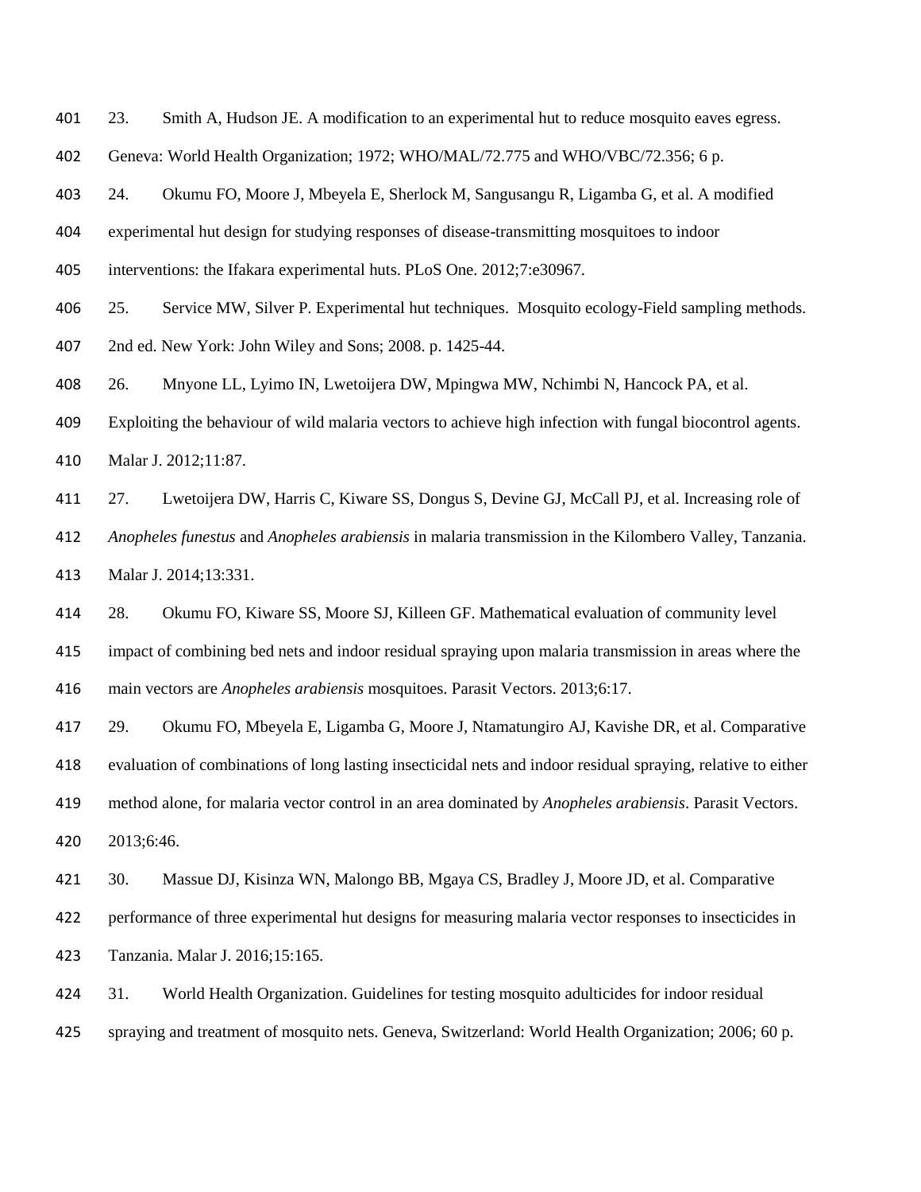23. Smith A, Hudson JE. A modification to an experimental hut to reduce mosquito eaves egress. Geneva: World Health Organization; 1972; WHO/MAL/72.775 and WHO/VBC/72.356; 6 p.

24. Okumu FO, Moore J, Mbeyela E, Sherlock M, Sangusangu R, Ligamba G, et al. A modified experimental hut design for studying responses of disease-transmitting mosquitoes to indoor interventions: the Ifakara experimental huts. PLoS One. 2012;7:e30967.

25. Service MW, Silver P. Experimental hut techniques. Mosquito ecology-Field sampling methods. 2nd ed. New York: John Wiley and Sons; 2008. p. 1425-44.

26. Mnyone LL, Lyimo IN, Lwetoijera DW, Mpingwa MW, Nchimbi N, Hancock PA, et al. Exploiting the behaviour of wild malaria vectors to achieve high infection with fungal biocontrol agents. Malar J. 2012;11:87.

27. Lwetoijera DW, Harris C, Kiware SS, Dongus S, Devine GJ, McCall PJ, et al. Increasing role of *Anopheles funestus* and *Anopheles arabiensis* in malaria transmission in the Kilombero Valley, Tanzania. Malar J. 2014;13:331.

28. Okumu FO, Kiware SS, Moore SJ, Killeen GF. Mathematical evaluation of community level impact of combining bed nets and indoor residual spraying upon malaria transmission in areas where the main vectors are *Anopheles arabiensis* mosquitoes. Parasit Vectors. 2013;6:17.

29. Okumu FO, Mbeyela E, Ligamba G, Moore J, Ntamatungiro AJ, Kavishe DR, et al. Comparative evaluation of combinations of long lasting insecticidal nets and indoor residual spraying, relative to either method alone, for malaria vector control in an area dominated by *Anopheles arabiensis*. Parasit Vectors. 2013;6:46.

30. Massue DJ, Kisinza WN, Malongo BB, Mgaya CS, Bradley J, Moore JD, et al. Comparative performance of three experimental hut designs for measuring malaria vector responses to insecticides in Tanzania. Malar J. 2016;15:165.

31. World Health Organization. Guidelines for testing mosquito adulticides for indoor residual spraying and treatment of mosquito nets. Geneva, Switzerland: World Health Organization; 2006; 60 p.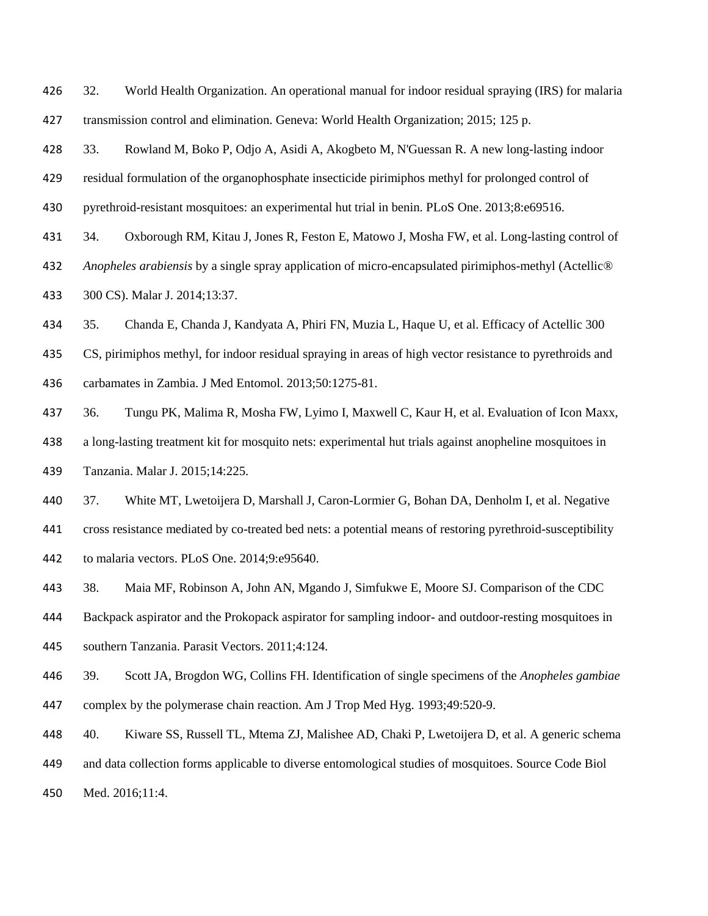32. World Health Organization. An operational manual for indoor residual spraying (IRS) for malaria transmission control and elimination. Geneva: World Health Organization; 2015; 125 p.

33. Rowland M, Boko P, Odjo A, Asidi A, Akogbeto M, N'Guessan R. A new long-lasting indoor residual formulation of the organophosphate insecticide pirimiphos methyl for prolonged control of pyrethroid-resistant mosquitoes: an experimental hut trial in benin. PLoS One. 2013;8:e69516.

34. Oxborough RM, Kitau J, Jones R, Feston E, Matowo J, Mosha FW, et al. Long-lasting control of *Anopheles arabiensis* by a single spray application of micro-encapsulated pirimiphos-methyl (Actellic® 300 CS). Malar J. 2014;13:37.

35. Chanda E, Chanda J, Kandyata A, Phiri FN, Muzia L, Haque U, et al. Efficacy of Actellic 300 CS, pirimiphos methyl, for indoor residual spraying in areas of high vector resistance to pyrethroids and carbamates in Zambia. J Med Entomol. 2013;50:1275-81.

36. Tungu PK, Malima R, Mosha FW, Lyimo I, Maxwell C, Kaur H, et al. Evaluation of Icon Maxx, a long-lasting treatment kit for mosquito nets: experimental hut trials against anopheline mosquitoes in Tanzania. Malar J. 2015;14:225.

37. White MT, Lwetoijera D, Marshall J, Caron-Lormier G, Bohan DA, Denholm I, et al. Negative cross resistance mediated by co-treated bed nets: a potential means of restoring pyrethroid-susceptibility to malaria vectors. PLoS One. 2014;9:e95640.

38. Maia MF, Robinson A, John AN, Mgando J, Simfukwe E, Moore SJ. Comparison of the CDC Backpack aspirator and the Prokopack aspirator for sampling indoor- and outdoor-resting mosquitoes in southern Tanzania. Parasit Vectors. 2011;4:124.

39. Scott JA, Brogdon WG, Collins FH. Identification of single specimens of the *Anopheles gambiae* complex by the polymerase chain reaction. Am J Trop Med Hyg. 1993;49:520-9.

40. Kiware SS, Russell TL, Mtema ZJ, Malishee AD, Chaki P, Lwetoijera D, et al. A generic schema and data collection forms applicable to diverse entomological studies of mosquitoes. Source Code Biol Med. 2016;11:4.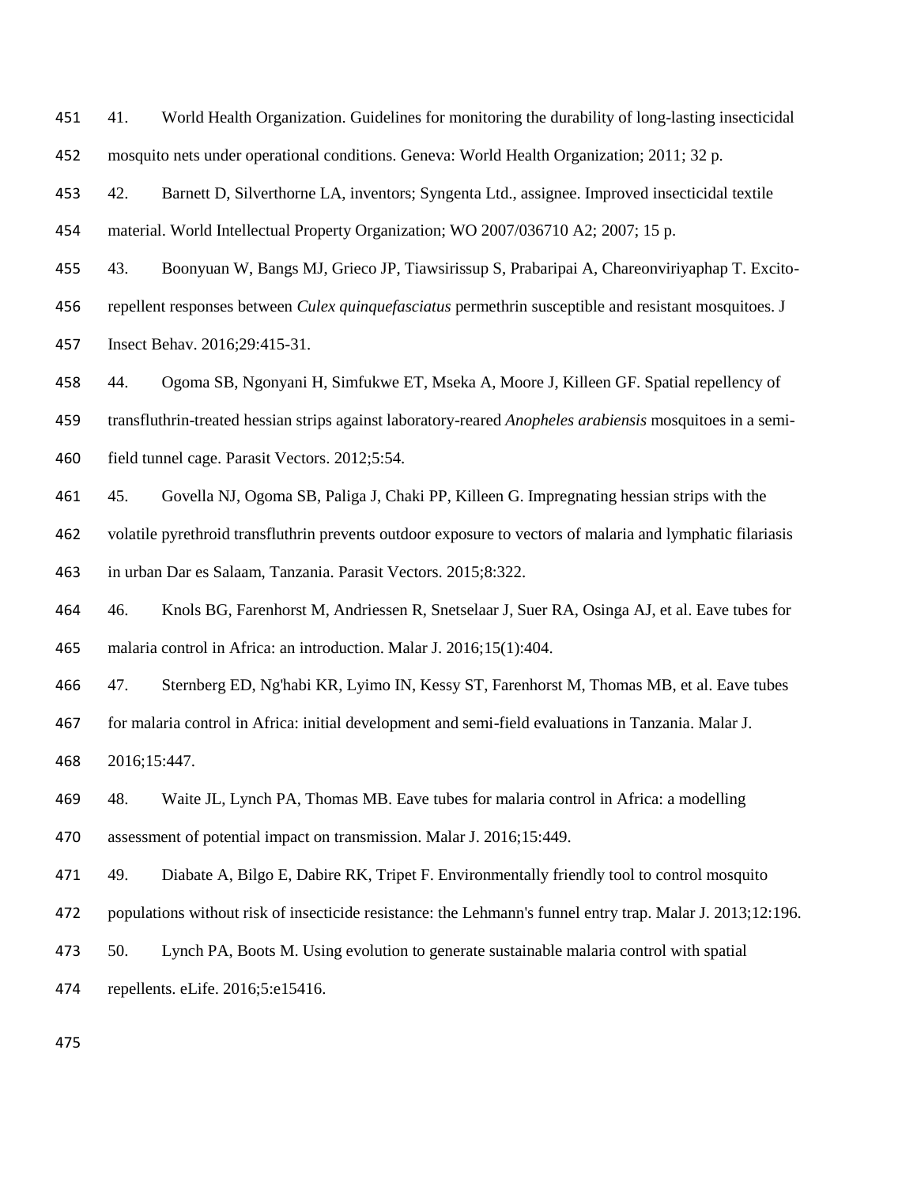41. World Health Organization. Guidelines for monitoring the durability of long-lasting insecticidal mosquito nets under operational conditions. Geneva: World Health Organization; 2011; 32 p.

42. Barnett D, Silverthorne LA, inventors; Syngenta Ltd., assignee. Improved insecticidal textile material. World Intellectual Property Organization; WO 2007/036710 A2; 2007; 15 p.

43. Boonyuan W, Bangs MJ, Grieco JP, Tiawsirissup S, Prabaripai A, Chareonviriyaphap T. Excito-repellent responses between *Culex quinquefasciatus* permethrin susceptible and resistant mosquitoes. J Insect Behav. 2016;29:415-31.

44. Ogoma SB, Ngonyani H, Simfukwe ET, Mseka A, Moore J, Killeen GF. Spatial repellency of transfluthrin-treated hessian strips against laboratory-reared *Anopheles arabiensis* mosquitoes in a semi-field tunnel cage. Parasit Vectors. 2012;5:54.

45. Govella NJ, Ogoma SB, Paliga J, Chaki PP, Killeen G. Impregnating hessian strips with the volatile pyrethroid transfluthrin prevents outdoor exposure to vectors of malaria and lymphatic filariasis in urban Dar es Salaam, Tanzania. Parasit Vectors. 2015;8:322.

46. Knols BG, Farenhorst M, Andriessen R, Snetselaar J, Suer RA, Osinga AJ, et al. Eave tubes for malaria control in Africa: an introduction. Malar J. 2016;15(1):404.

47. Sternberg ED, Ng'habi KR, Lyimo IN, Kessy ST, Farenhorst M, Thomas MB, et al. Eave tubes for malaria control in Africa: initial development and semi-field evaluations in Tanzania. Malar J. 2016;15:447.

48. Waite JL, Lynch PA, Thomas MB. Eave tubes for malaria control in Africa: a modelling assessment of potential impact on transmission. Malar J. 2016;15:449.

49. Diabate A, Bilgo E, Dabire RK, Tripet F. Environmentally friendly tool to control mosquito populations without risk of insecticide resistance: the Lehmann's funnel entry trap. Malar J. 2013;12:196.

50. Lynch PA, Boots M. Using evolution to generate sustainable malaria control with spatial repellents. eLife. 2016;5:e15416.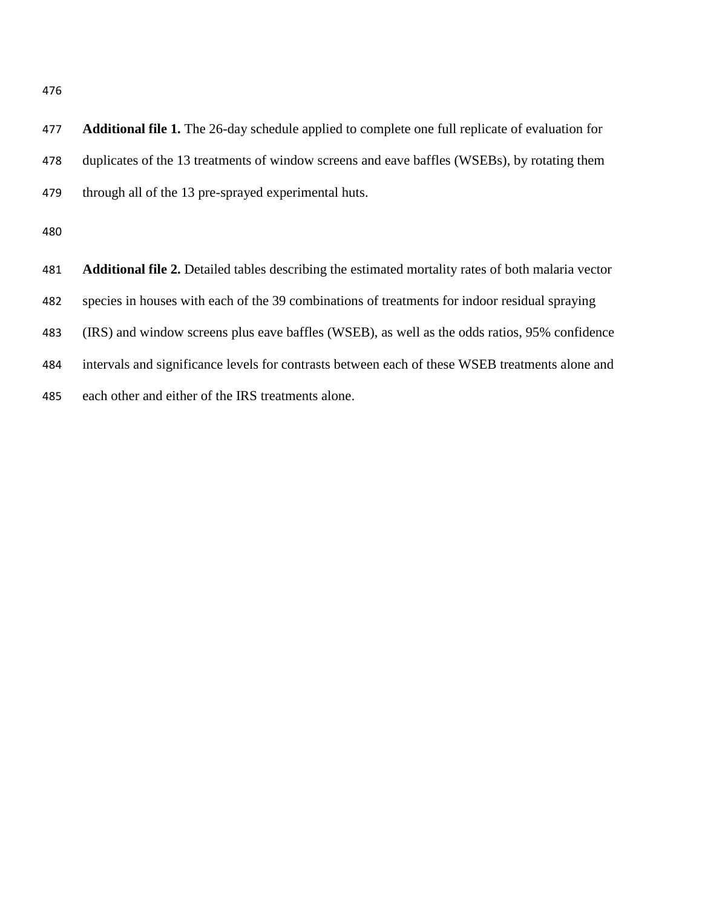**Additional file 1.** The 26-day schedule applied to complete one full replicate of evaluation for duplicates of the 13 treatments of window screens and eave baffles (WSEBs), by rotating them through all of the 13 pre-sprayed experimental huts.

**Additional file 2.** Detailed tables describing the estimated mortality rates of both malaria vector species in houses with each of the 39 combinations of treatments for indoor residual spraying (IRS) and window screens plus eave baffles (WSEB), as well as the odds ratios, 95% confidence intervals and significance levels for contrasts between each of these WSEB treatments alone and each other and either of the IRS treatments alone.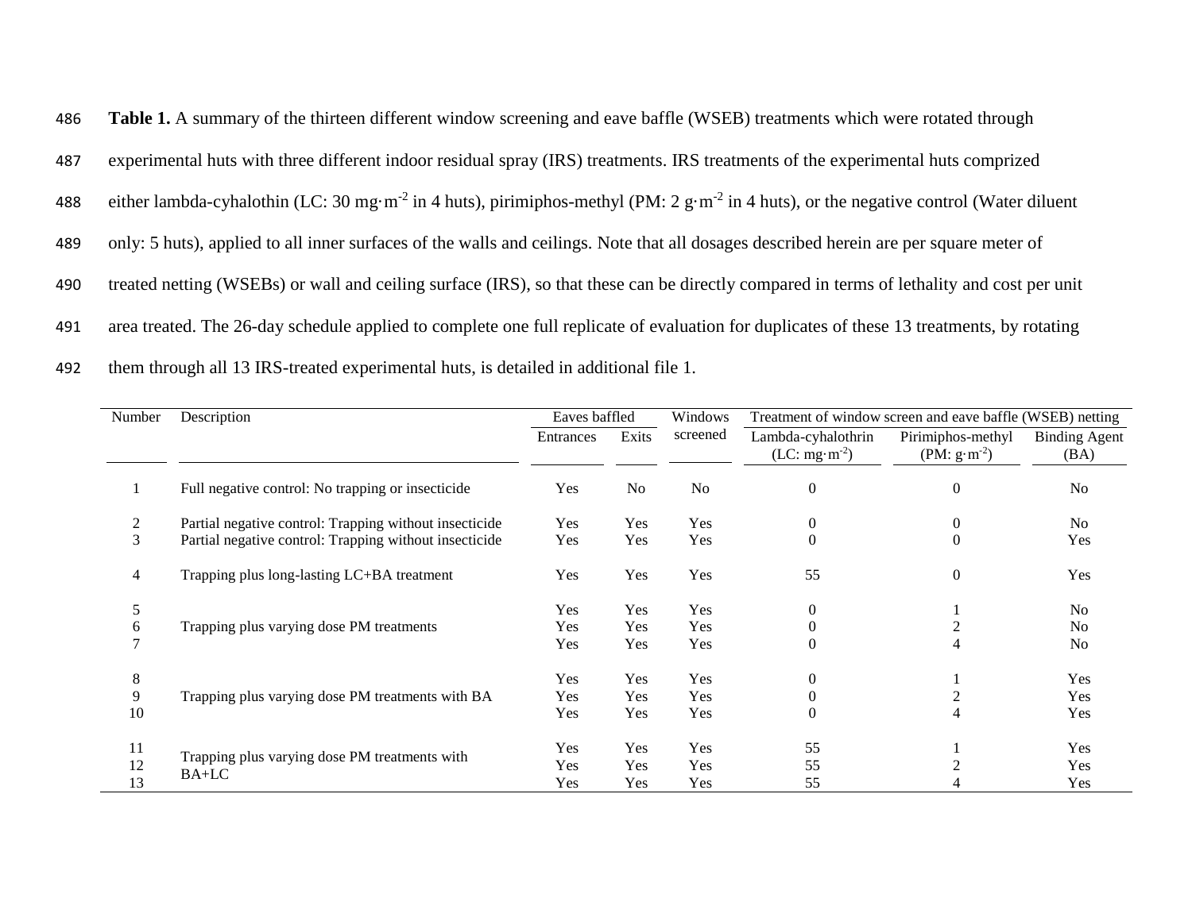**Table 1.** A summary of the thirteen different window screening and eave baffle (WSEB) treatments which were rotated through experimental huts with three different indoor residual spray (IRS) treatments. IRS treatments of the experimental huts comprized either lambda-cyhalothin (LC: 30 mg·m$^{-2}$ in 4 huts), pirimiphos-methyl (PM: 2 g·m$^{-2}$ in 4 huts), or the negative control (Water diluent only: 5 huts), applied to all inner surfaces of the walls and ceilings. Note that all dosages described herein are per square meter of treated netting (WSEBs) or wall and ceiling surface (IRS), so that these can be directly compared in terms of lethality and cost per unit area treated. The 26-day schedule applied to complete one full replicate of evaluation for duplicates of these 13 treatments, by rotating them through all 13 IRS-treated experimental huts, is detailed in additional file 1.

| Number | Description | Eaves baffled | | Windows screened | Treatment of window screen and eave baffle (WSEB) netting | | |
|---|---|---|---|---|---|---|---|
| | | Entrances | Exits | | Lambda-cyhalothrin (LC: mg·m$^{-2}$) | Pirimiphos-methyl (PM: g·m$^{-2}$) | Binding Agent (BA) |
| 1 | Full negative control: No trapping or insecticide | Yes | No | No | 0 | 0 | No |
| 2 | Partial negative control: Trapping without insecticide | Yes | Yes | Yes | 0 | 0 | No |
| 3 | Partial negative control: Trapping without insecticide | Yes | Yes | Yes | 0 | 0 | Yes |
| 4 | Trapping plus long-lasting LC+BA treatment | Yes | Yes | Yes | 55 | 0 | Yes |
| 5 | Trapping plus varying dose PM treatments | Yes | Yes | Yes | 0 | 1 | No |
| 6 | | Yes | Yes | Yes | 0 | 2 | No |
| 7 | | Yes | Yes | Yes | 0 | 4 | No |
| 8 | Trapping plus varying dose PM treatments with BA | Yes | Yes | Yes | 0 | 1 | Yes |
| 9 | | Yes | Yes | Yes | 0 | 2 | Yes |
| 10 | | Yes | Yes | Yes | 0 | 4 | Yes |
| 11 | Trapping plus varying dose PM treatments with BA+LC | Yes | Yes | Yes | 55 | 1 | Yes |
| 12 | | Yes | Yes | Yes | 55 | 2 | Yes |
| 13 | | Yes | Yes | Yes | 55 | 4 | Yes |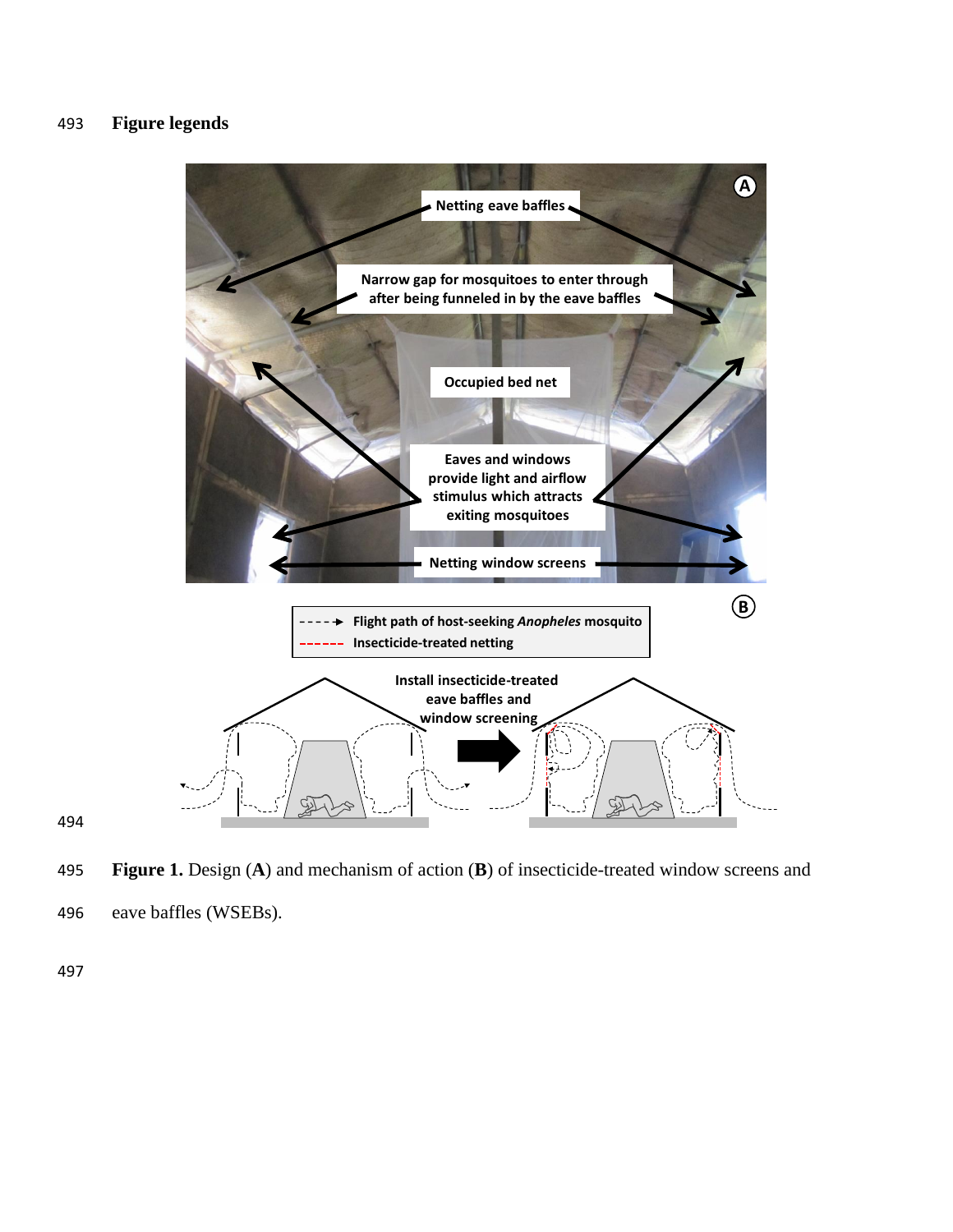## Figure legends

**Figure 1.** Design (**A**) and mechanism of action (**B**) of insecticide-treated window screens and eave baffles (WSEBs).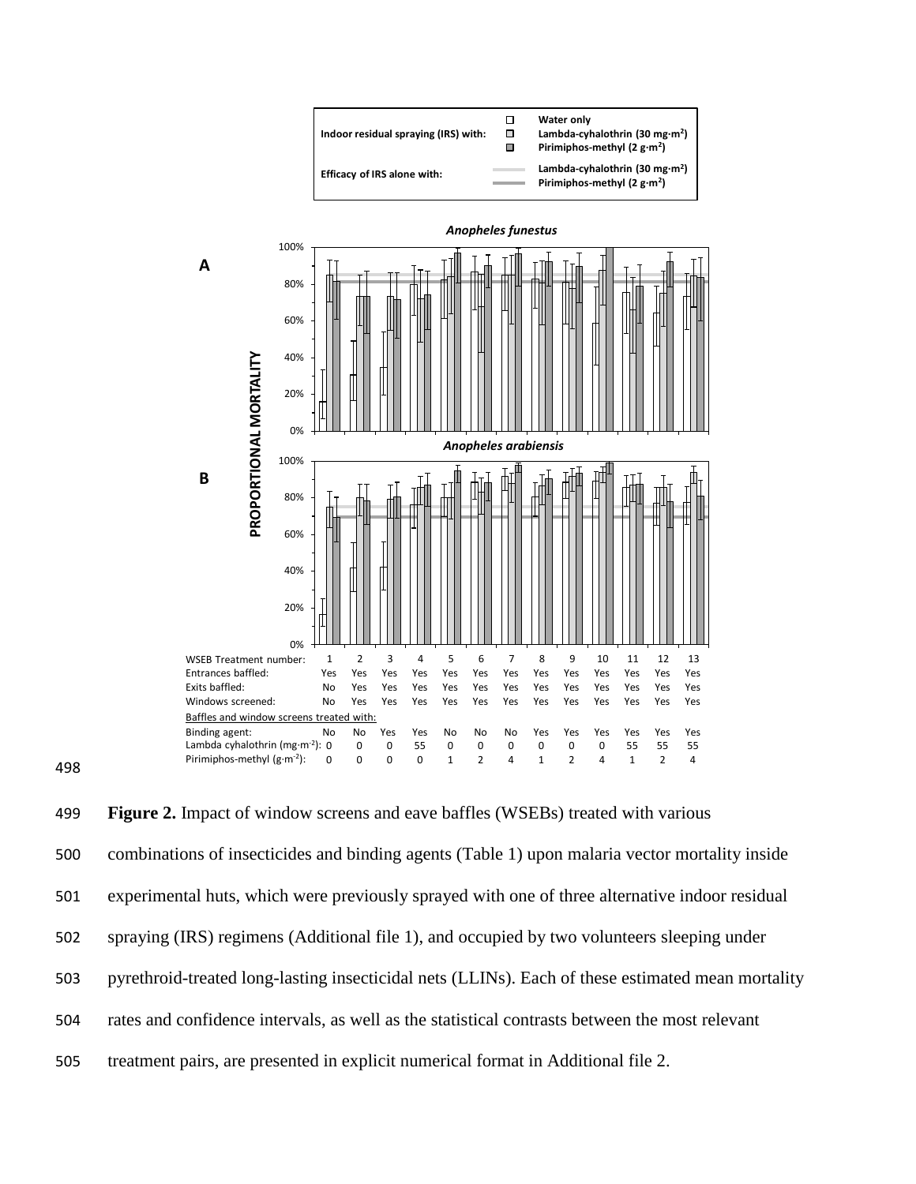Indoor residual spraying (IRS) with:
Water only
Lambda-cyhalothrin (30 mg·m[2])
Pirimiphos-methyl (2 g·m[2])

Efficacy of IRS alone with:
Lambda-cyhalothrin (30 mg·m[2])
Pirimiphos-methyl (2 g·m[2])

A

*Anopheles funestus*

B

*Anopheles arabiensis*

PROPORTIONAL MORTALITY

100%
80%
60%
40%
20%
0%

WSEB Treatment number: 1 2 3 4 5 6 7 8 9 10 11 12 13
Entrances baffled: Yes Yes Yes Yes Yes Yes Yes Yes Yes Yes Yes Yes Yes
Exits baffled: No Yes Yes Yes Yes Yes Yes Yes Yes Yes Yes Yes Yes
Windows screened: No Yes Yes Yes Yes Yes Yes Yes Yes Yes Yes Yes Yes
Baffles and window screens treated with:
Binding agent: No No Yes Yes No No No Yes Yes Yes Yes Yes Yes
Lambda cyhalothrin (mg·m$^{-2}$): 0 0 0 55 0 0 0 0 0 0 55 55 55
Pirimiphos-methyl (g·m$^{-2}$): 0 0 0 0 1 2 4 1 2 4 1 2 4

**Figure 2.** Impact of window screens and eave baffles (WSEBs) treated with various combinations of insecticides and binding agents (Table 1) upon malaria vector mortality inside experimental huts, which were previously sprayed with one of three alternative indoor residual spraying (IRS) regimens (Additional file 1), and occupied by two volunteers sleeping under pyrethroid-treated long-lasting insecticidal nets (LLINs). Each of these estimated mean mortality rates and confidence intervals, as well as the statistical contrasts between the most relevant treatment pairs, are presented in explicit numerical format in Additional file 2.